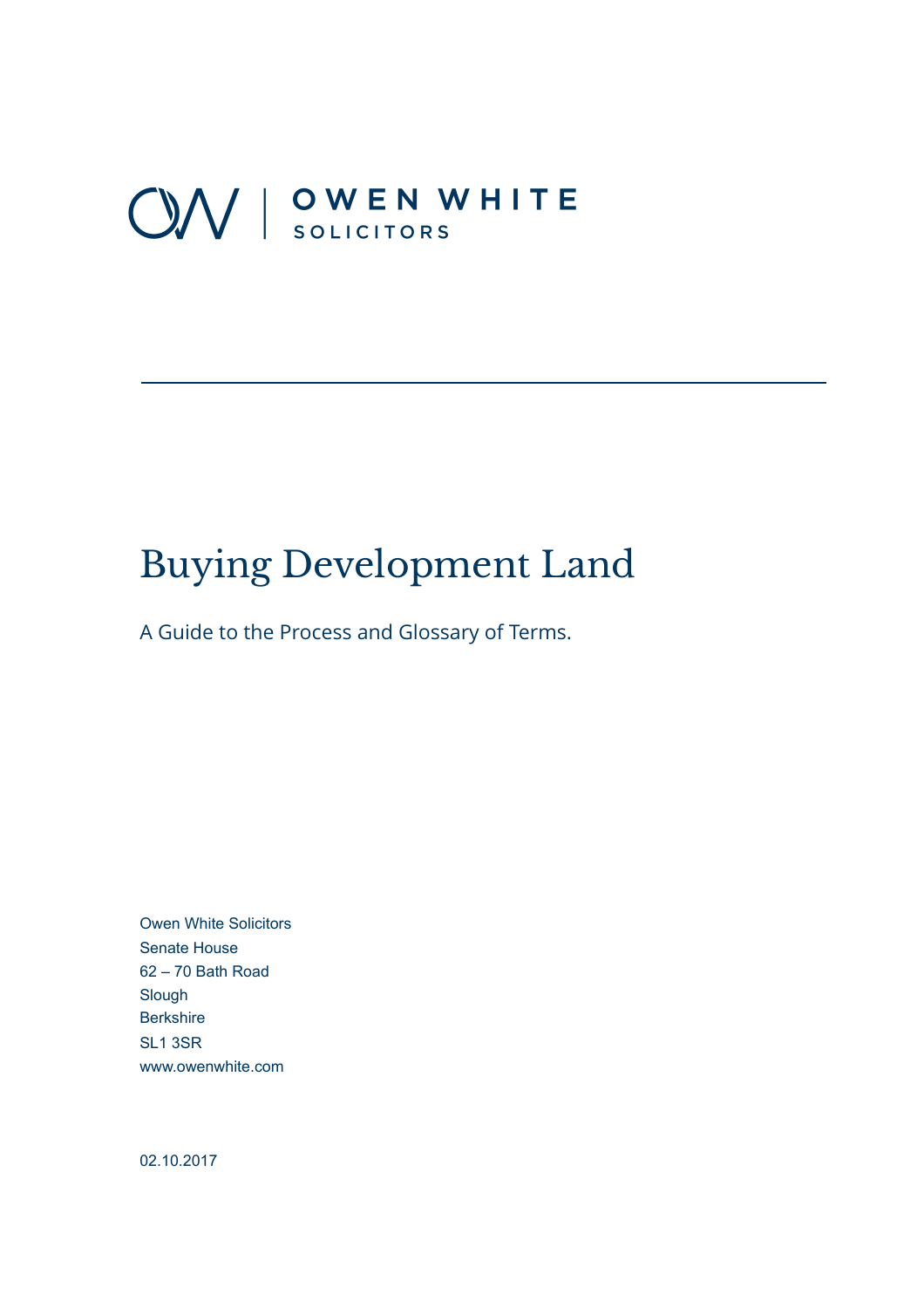OWEN WHITE
SOLICITORS

# Buying Development Land

A Guide to the Process and Glossary of Terms.

Owen White Solicitors
Senate House
62 – 70 Bath Road
Slough
Berkshire
SL1 3SR
www.owenwhite.com

02.10.2017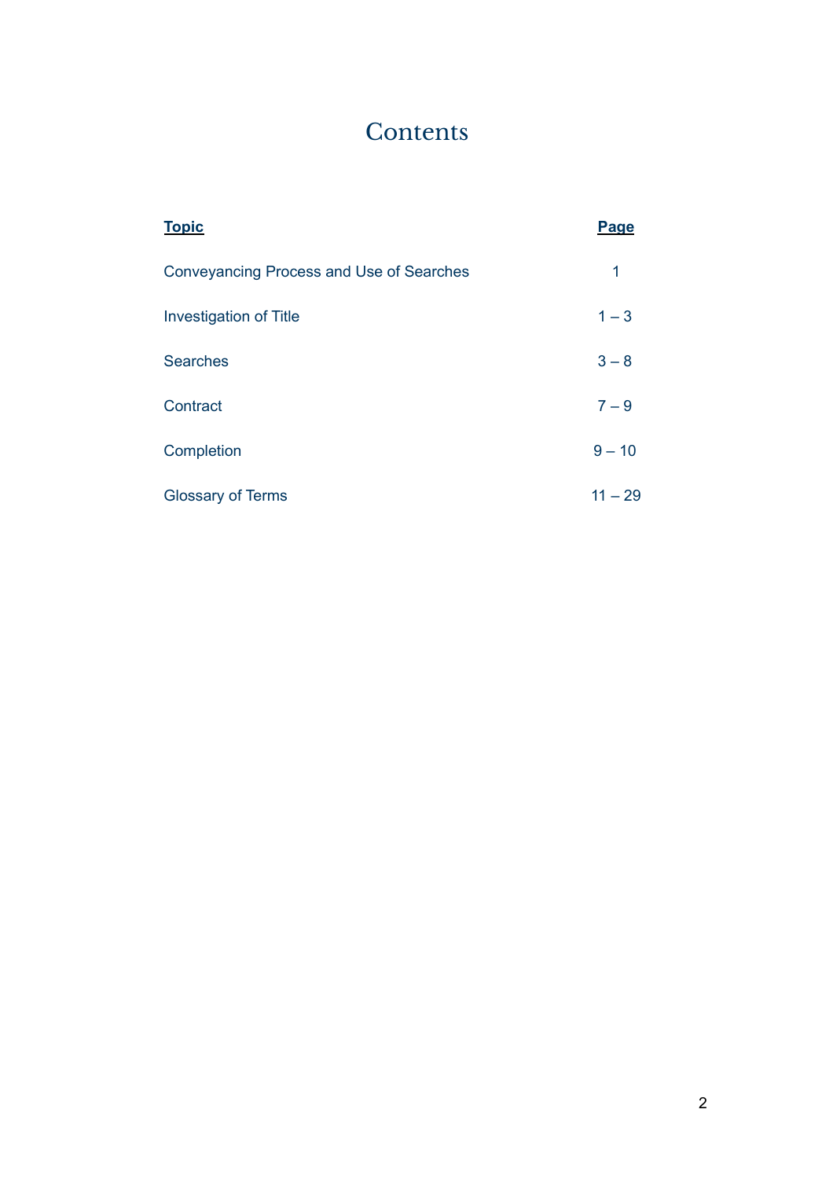# Contents

| **Topic** | **Page** |
| --- | --- |
| Conveyancing Process and Use of Searches | 1 |
| Investigation of Title | 1 – 3 |
| Searches | 3 – 8 |
| Contract | 7 – 9 |
| Completion | 9 – 10 |
| Glossary of Terms | 11 – 29 |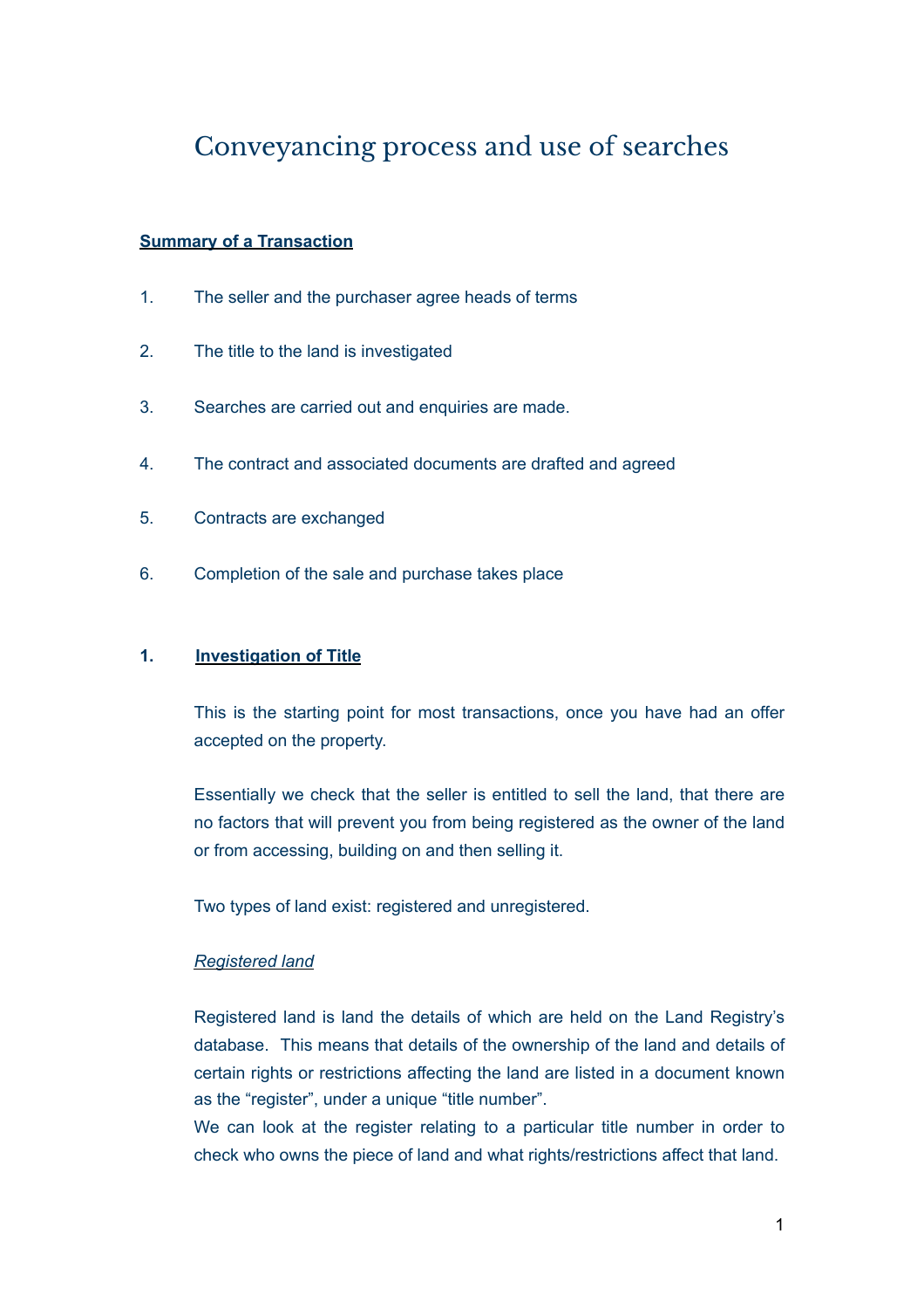# Conveyancing process and use of searches

**Summary of a Transaction**

1. The seller and the purchaser agree heads of terms
2. The title to the land is investigated
3. Searches are carried out and enquiries are made.
4. The contract and associated documents are drafted and agreed
5. Contracts are exchanged
6. Completion of the sale and purchase takes place

## 1. Investigation of Title

This is the starting point for most transactions, once you have had an offer accepted on the property.

Essentially we check that the seller is entitled to sell the land, that there are no factors that will prevent you from being registered as the owner of the land or from accessing, building on and then selling it.

Two types of land exist: registered and unregistered.

*Registered land*

Registered land is land the details of which are held on the Land Registry's database. This means that details of the ownership of the land and details of certain rights or restrictions affecting the land are listed in a document known as the "register", under a unique "title number".
We can look at the register relating to a particular title number in order to check who owns the piece of land and what rights/restrictions affect that land.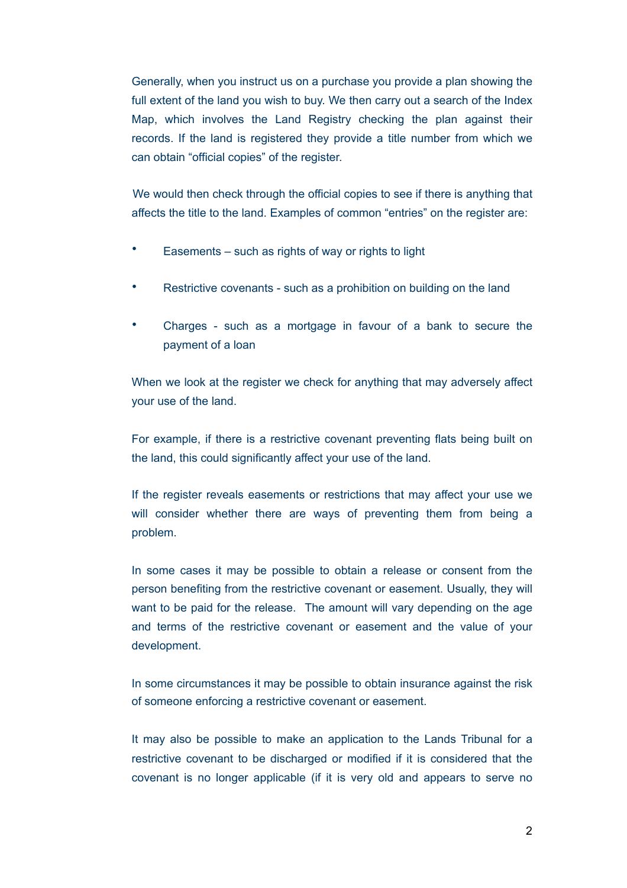Generally, when you instruct us on a purchase you provide a plan showing the full extent of the land you wish to buy. We then carry out a search of the Index Map, which involves the Land Registry checking the plan against their records. If the land is registered they provide a title number from which we can obtain "official copies" of the register.

We would then check through the official copies to see if there is anything that affects the title to the land. Examples of common "entries" on the register are:

- Easements – such as rights of way or rights to light
- Restrictive covenants - such as a prohibition on building on the land
- Charges - such as a mortgage in favour of a bank to secure the payment of a loan

When we look at the register we check for anything that may adversely affect your use of the land.

For example, if there is a restrictive covenant preventing flats being built on the land, this could significantly affect your use of the land.

If the register reveals easements or restrictions that may affect your use we will consider whether there are ways of preventing them from being a problem.

In some cases it may be possible to obtain a release or consent from the person benefiting from the restrictive covenant or easement. Usually, they will want to be paid for the release. The amount will vary depending on the age and terms of the restrictive covenant or easement and the value of your development.

In some circumstances it may be possible to obtain insurance against the risk of someone enforcing a restrictive covenant or easement.

It may also be possible to make an application to the Lands Tribunal for a restrictive covenant to be discharged or modified if it is considered that the covenant is no longer applicable (if it is very old and appears to serve no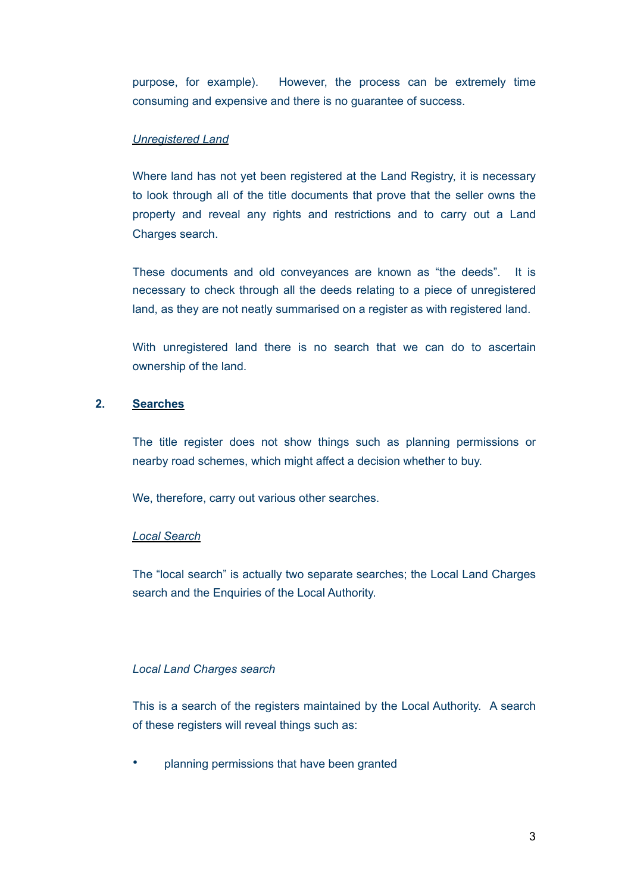purpose, for example). However, the process can be extremely time consuming and expensive and there is no guarantee of success.

*Unregistered Land*

Where land has not yet been registered at the Land Registry, it is necessary to look through all of the title documents that prove that the seller owns the property and reveal any rights and restrictions and to carry out a Land Charges search.

These documents and old conveyances are known as "the deeds". It is necessary to check through all the deeds relating to a piece of unregistered land, as they are not neatly summarised on a register as with registered land.

With unregistered land there is no search that we can do to ascertain ownership of the land.

## 2. Searches

The title register does not show things such as planning permissions or nearby road schemes, which might affect a decision whether to buy.

We, therefore, carry out various other searches.

*Local Search*

The "local search" is actually two separate searches; the Local Land Charges search and the Enquiries of the Local Authority.

*Local Land Charges search*

This is a search of the registers maintained by the Local Authority. A search of these registers will reveal things such as:

- planning permissions that have been granted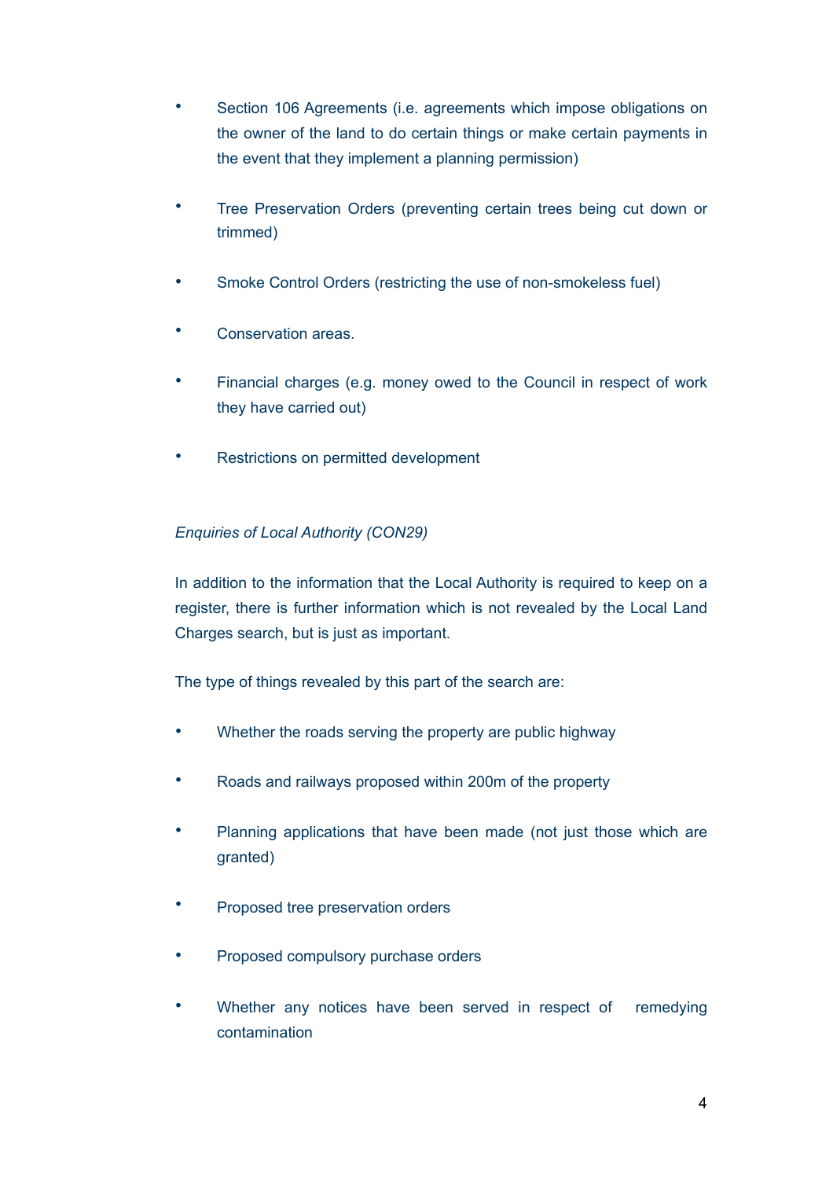- Section 106 Agreements (i.e. agreements which impose obligations on the owner of the land to do certain things or make certain payments in the event that they implement a planning permission)

- Tree Preservation Orders (preventing certain trees being cut down or trimmed)

- Smoke Control Orders (restricting the use of non-smokeless fuel)

- Conservation areas.

- Financial charges (e.g. money owed to the Council in respect of work they have carried out)

- Restrictions on permitted development

*Enquiries of Local Authority (CON29)*

In addition to the information that the Local Authority is required to keep on a register, there is further information which is not revealed by the Local Land Charges search, but is just as important.

The type of things revealed by this part of the search are:

- Whether the roads serving the property are public highway

- Roads and railways proposed within 200m of the property

- Planning applications that have been made (not just those which are granted)

- Proposed tree preservation orders

- Proposed compulsory purchase orders

- Whether any notices have been served in respect of remedying contamination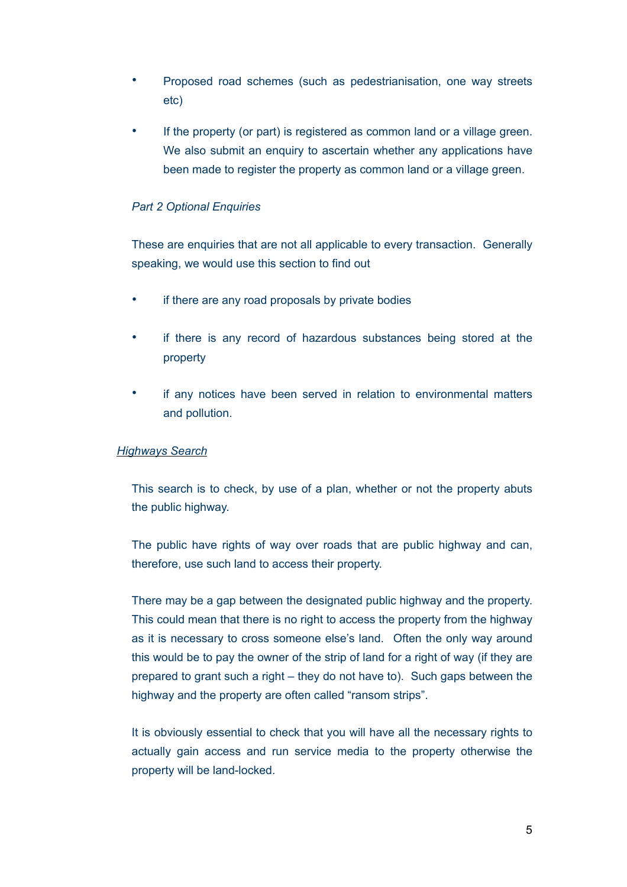- Proposed road schemes (such as pedestrianisation, one way streets etc)

- If the property (or part) is registered as common land or a village green. We also submit an enquiry to ascertain whether any applications have been made to register the property as common land or a village green.

*Part 2 Optional Enquiries*

These are enquiries that are not all applicable to every transaction. Generally speaking, we would use this section to find out

- if there are any road proposals by private bodies

- if there is any record of hazardous substances being stored at the property

- if any notices have been served in relation to environmental matters and pollution.

<u>*Highways Search*</u>

This search is to check, by use of a plan, whether or not the property abuts the public highway.

The public have rights of way over roads that are public highway and can, therefore, use such land to access their property.

There may be a gap between the designated public highway and the property. This could mean that there is no right to access the property from the highway as it is necessary to cross someone else's land. Often the only way around this would be to pay the owner of the strip of land for a right of way (if they are prepared to grant such a right – they do not have to). Such gaps between the highway and the property are often called "ransom strips".

It is obviously essential to check that you will have all the necessary rights to actually gain access and run service media to the property otherwise the property will be land-locked.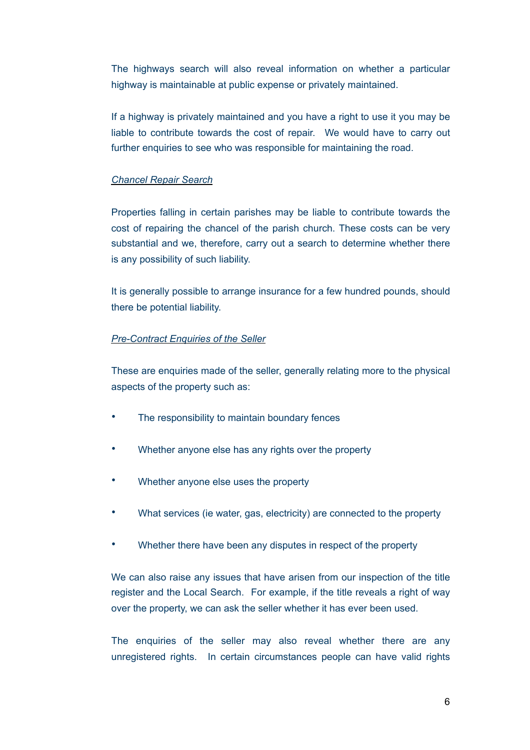The highways search will also reveal information on whether a particular highway is maintainable at public expense or privately maintained.

If a highway is privately maintained and you have a right to use it you may be liable to contribute towards the cost of repair. We would have to carry out further enquiries to see who was responsible for maintaining the road.

*Chancel Repair Search*

Properties falling in certain parishes may be liable to contribute towards the cost of repairing the chancel of the parish church. These costs can be very substantial and we, therefore, carry out a search to determine whether there is any possibility of such liability.

It is generally possible to arrange insurance for a few hundred pounds, should there be potential liability.

*Pre-Contract Enquiries of the Seller*

These are enquiries made of the seller, generally relating more to the physical aspects of the property such as:

- The responsibility to maintain boundary fences
- Whether anyone else has any rights over the property
- Whether anyone else uses the property
- What services (ie water, gas, electricity) are connected to the property
- Whether there have been any disputes in respect of the property

We can also raise any issues that have arisen from our inspection of the title register and the Local Search. For example, if the title reveals a right of way over the property, we can ask the seller whether it has ever been used.

The enquiries of the seller may also reveal whether there are any unregistered rights. In certain circumstances people can have valid rights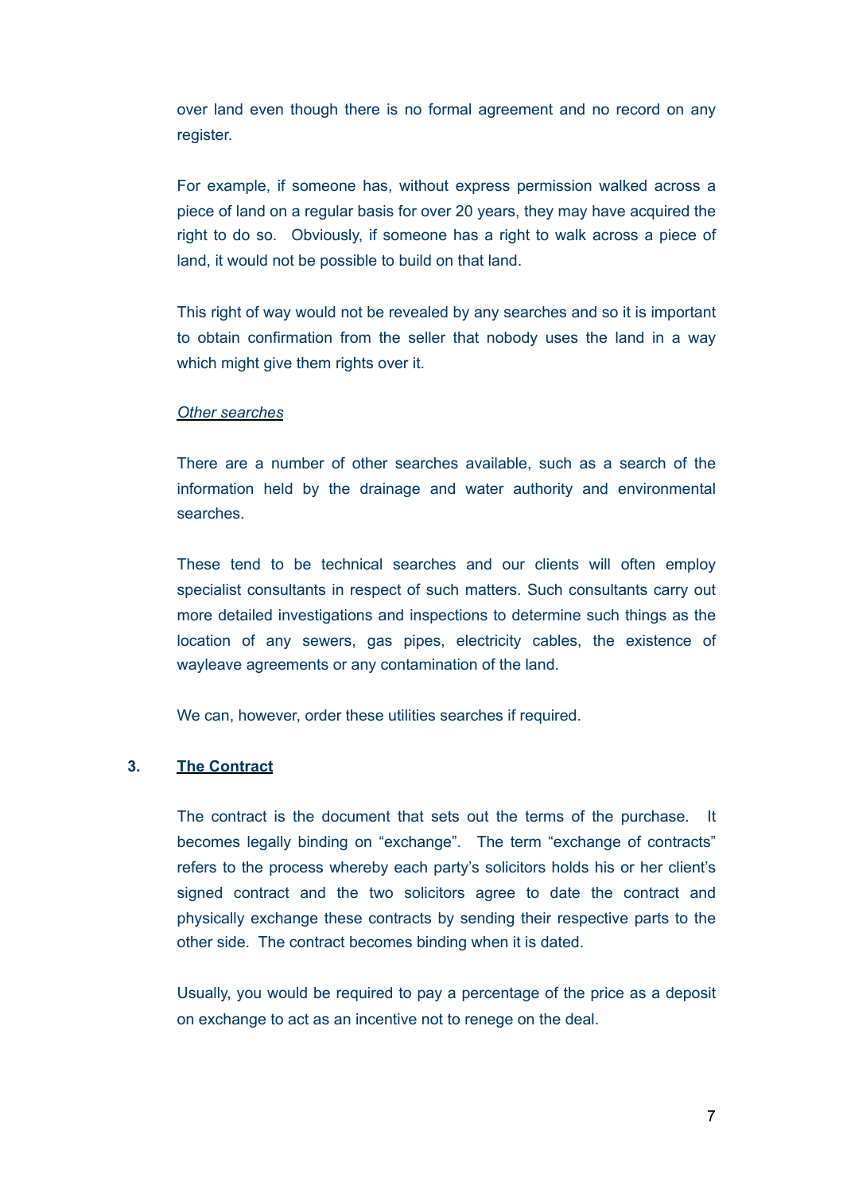over land even though there is no formal agreement and no record on any register.

For example, if someone has, without express permission walked across a piece of land on a regular basis for over 20 years, they may have acquired the right to do so. Obviously, if someone has a right to walk across a piece of land, it would not be possible to build on that land.

This right of way would not be revealed by any searches and so it is important to obtain confirmation from the seller that nobody uses the land in a way which might give them rights over it.

*Other searches*

There are a number of other searches available, such as a search of the information held by the drainage and water authority and environmental searches.

These tend to be technical searches and our clients will often employ specialist consultants in respect of such matters. Such consultants carry out more detailed investigations and inspections to determine such things as the location of any sewers, gas pipes, electricity cables, the existence of wayleave agreements or any contamination of the land.

We can, however, order these utilities searches if required.

## 3. The Contract

The contract is the document that sets out the terms of the purchase. It becomes legally binding on "exchange". The term "exchange of contracts" refers to the process whereby each party's solicitors holds his or her client's signed contract and the two solicitors agree to date the contract and physically exchange these contracts by sending their respective parts to the other side. The contract becomes binding when it is dated.

Usually, you would be required to pay a percentage of the price as a deposit on exchange to act as an incentive not to renege on the deal.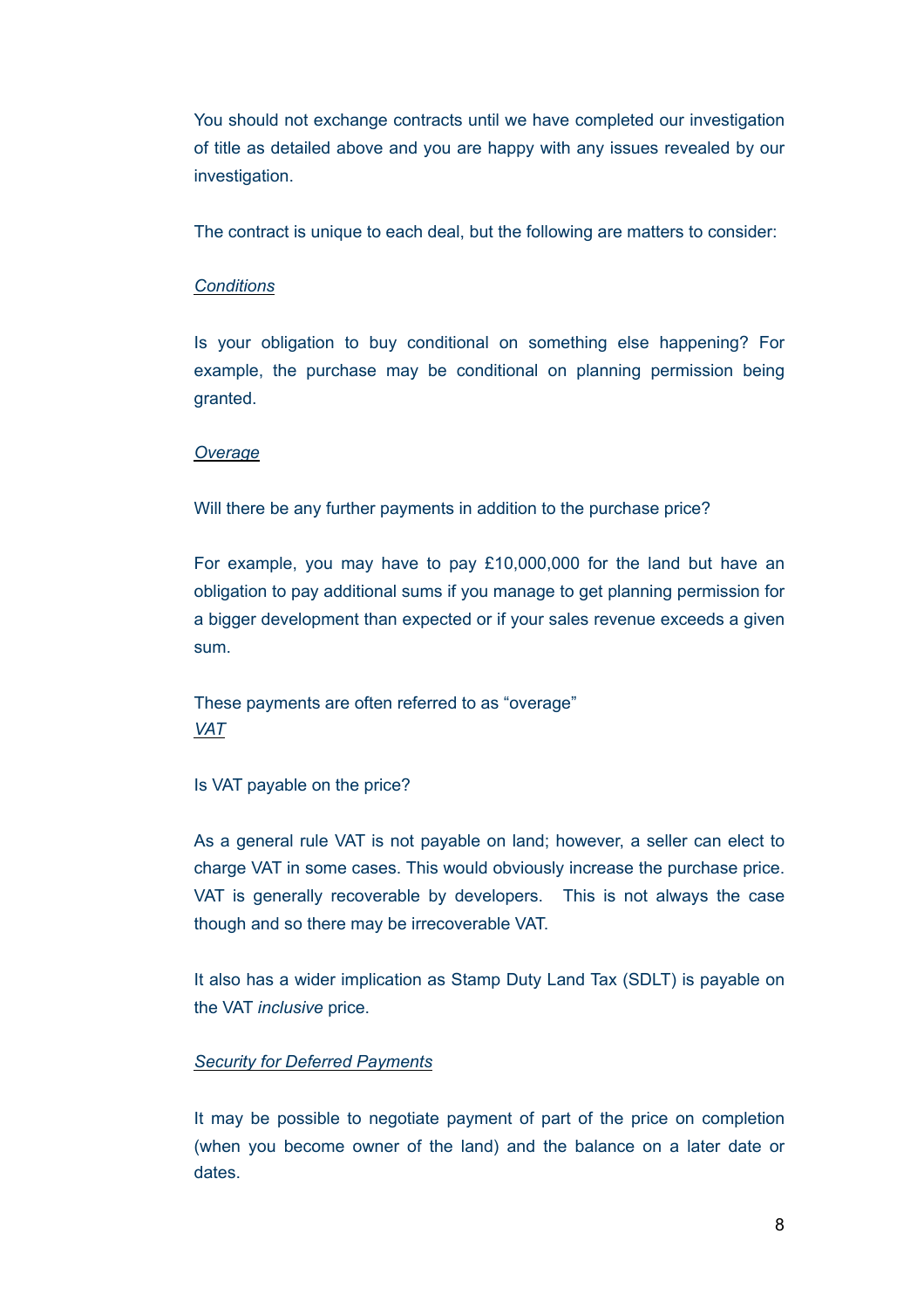You should not exchange contracts until we have completed our investigation of title as detailed above and you are happy with any issues revealed by our investigation.

The contract is unique to each deal, but the following are matters to consider:

*Conditions*

Is your obligation to buy conditional on something else happening? For example, the purchase may be conditional on planning permission being granted.

*Overage*

Will there be any further payments in addition to the purchase price?

For example, you may have to pay £10,000,000 for the land but have an obligation to pay additional sums if you manage to get planning permission for a bigger development than expected or if your sales revenue exceeds a given sum.

These payments are often referred to as "overage"

*VAT*

Is VAT payable on the price?

As a general rule VAT is not payable on land; however, a seller can elect to charge VAT in some cases. This would obviously increase the purchase price. VAT is generally recoverable by developers. This is not always the case though and so there may be irrecoverable VAT.

It also has a wider implication as Stamp Duty Land Tax (SDLT) is payable on the VAT *inclusive* price.

*Security for Deferred Payments*

It may be possible to negotiate payment of part of the price on completion (when you become owner of the land) and the balance on a later date or dates.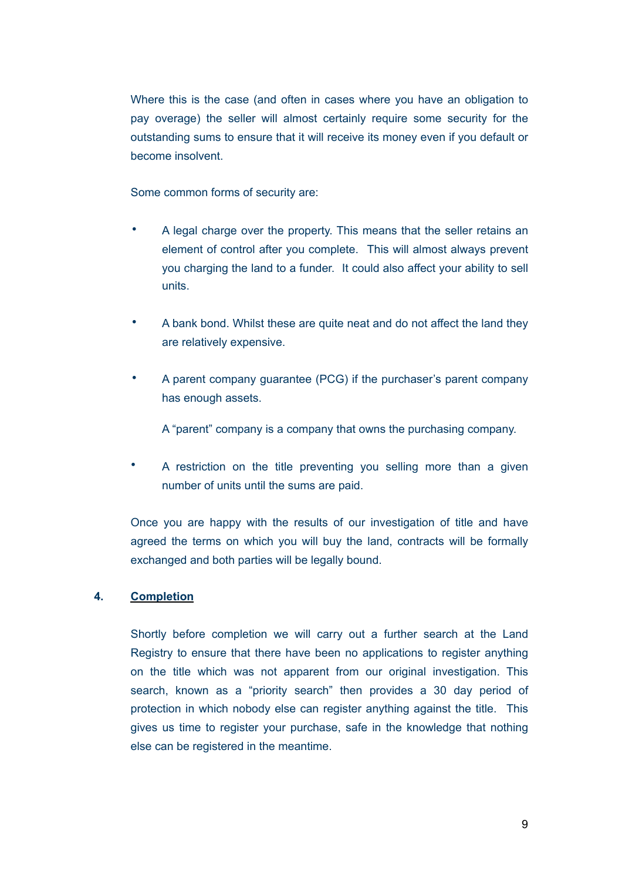Where this is the case (and often in cases where you have an obligation to pay overage) the seller will almost certainly require some security for the outstanding sums to ensure that it will receive its money even if you default or become insolvent.

Some common forms of security are:

- A legal charge over the property. This means that the seller retains an element of control after you complete. This will almost always prevent you charging the land to a funder. It could also affect your ability to sell units.

- A bank bond. Whilst these are quite neat and do not affect the land they are relatively expensive.

- A parent company guarantee (PCG) if the purchaser's parent company has enough assets.

  A "parent" company is a company that owns the purchasing company.

- A restriction on the title preventing you selling more than a given number of units until the sums are paid.

Once you are happy with the results of our investigation of title and have agreed the terms on which you will buy the land, contracts will be formally exchanged and both parties will be legally bound.

## 4. Completion

Shortly before completion we will carry out a further search at the Land Registry to ensure that there have been no applications to register anything on the title which was not apparent from our original investigation. This search, known as a "priority search" then provides a 30 day period of protection in which nobody else can register anything against the title. This gives us time to register your purchase, safe in the knowledge that nothing else can be registered in the meantime.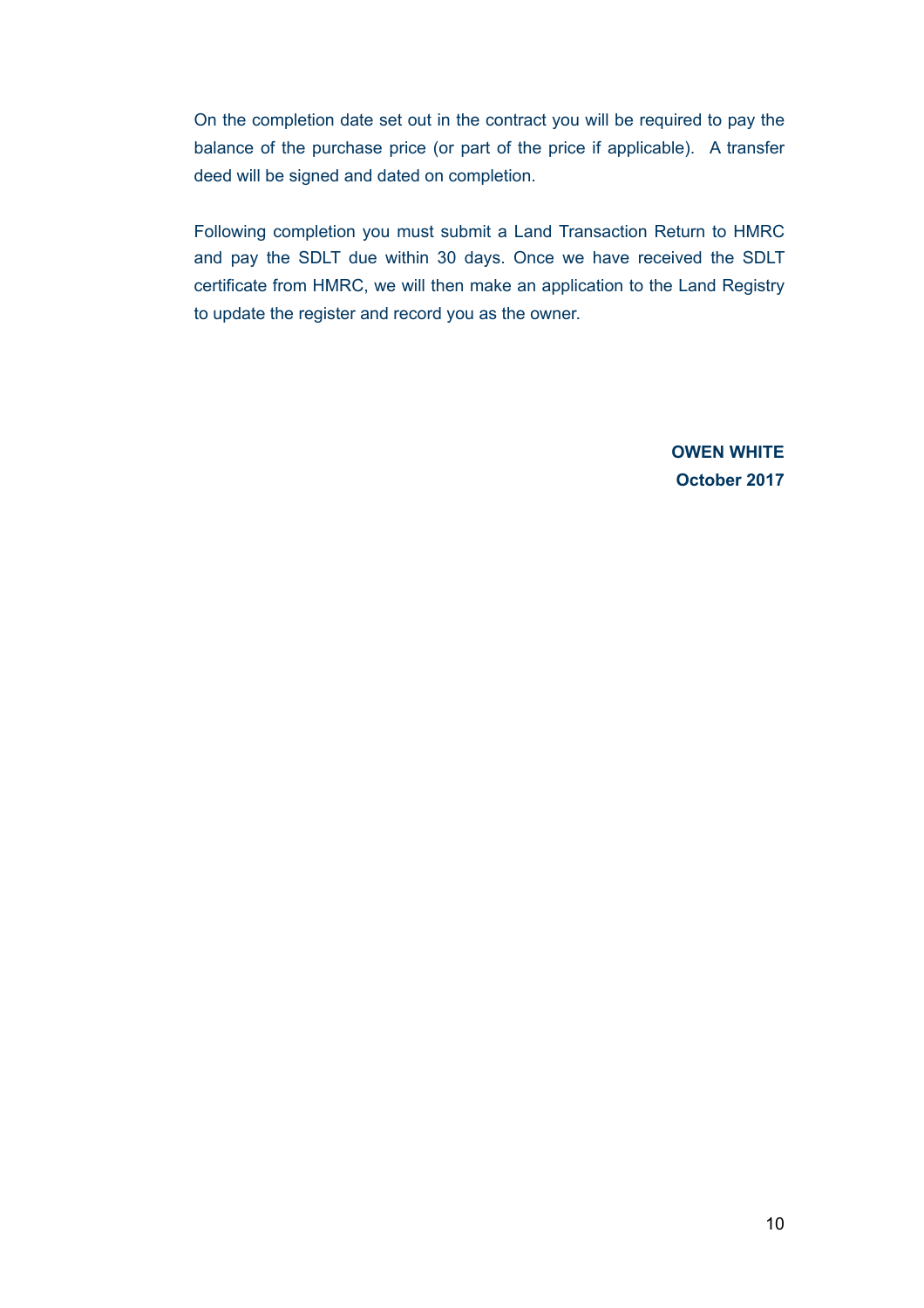On the completion date set out in the contract you will be required to pay the balance of the purchase price (or part of the price if applicable). A transfer deed will be signed and dated on completion.

Following completion you must submit a Land Transaction Return to HMRC and pay the SDLT due within 30 days. Once we have received the SDLT certificate from HMRC, we will then make an application to the Land Registry to update the register and record you as the owner.

**OWEN WHITE**
**October 2017**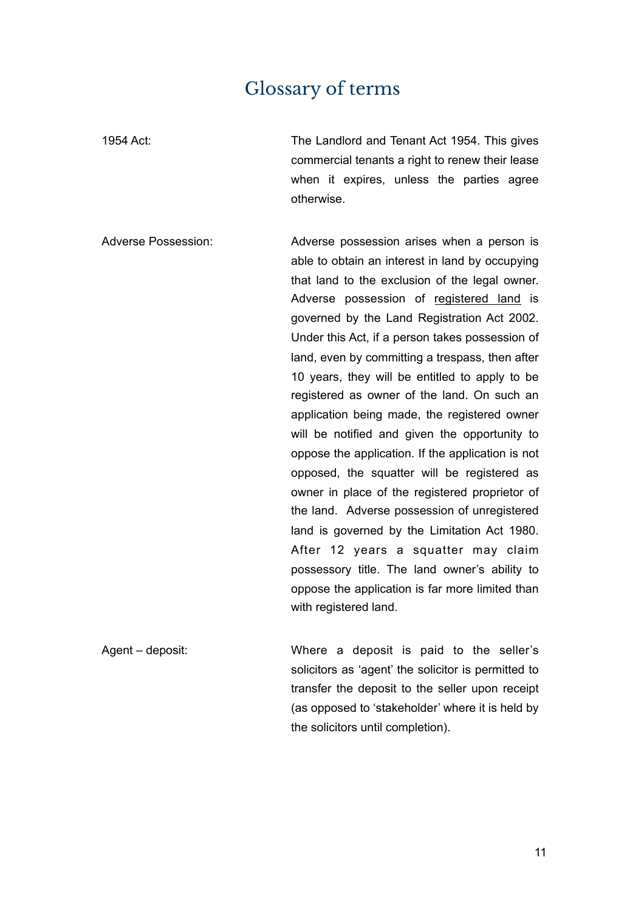# Glossary of terms

**1954 Act:** The Landlord and Tenant Act 1954. This gives commercial tenants a right to renew their lease when it expires, unless the parties agree otherwise.

**Adverse Possession:** Adverse possession arises when a person is able to obtain an interest in land by occupying that land to the exclusion of the legal owner. Adverse possession of registered land is governed by the Land Registration Act 2002. Under this Act, if a person takes possession of land, even by committing a trespass, then after 10 years, they will be entitled to apply to be registered as owner of the land. On such an application being made, the registered owner will be notified and given the opportunity to oppose the application. If the application is not opposed, the squatter will be registered as owner in place of the registered proprietor of the land. Adverse possession of unregistered land is governed by the Limitation Act 1980. After 12 years a squatter may claim possessory title. The land owner's ability to oppose the application is far more limited than with registered land.

**Agent – deposit:** Where a deposit is paid to the seller's solicitors as 'agent' the solicitor is permitted to transfer the deposit to the seller upon receipt (as opposed to 'stakeholder' where it is held by the solicitors until completion).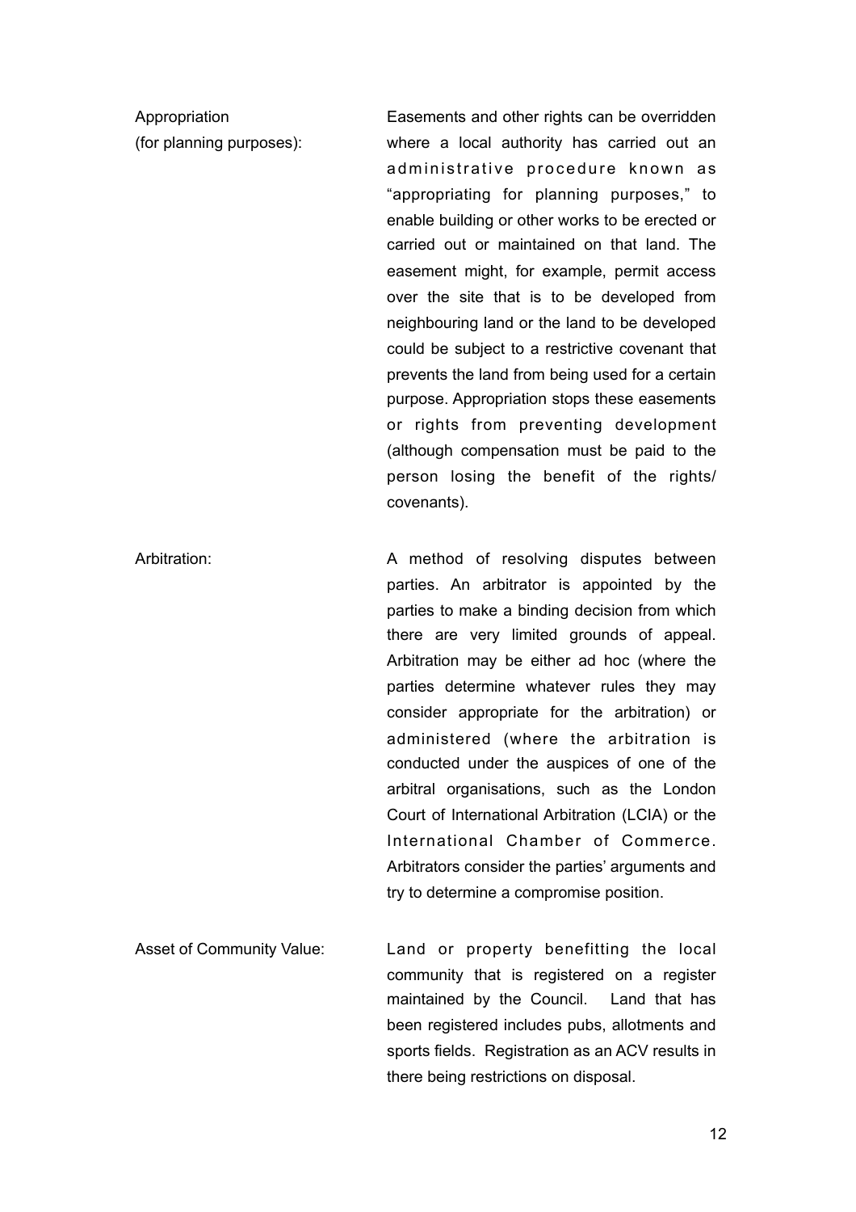**Appropriation (for planning purposes):** Easements and other rights can be overridden where a local authority has carried out an administrative procedure known as "appropriating for planning purposes," to enable building or other works to be erected or carried out or maintained on that land. The easement might, for example, permit access over the site that is to be developed from neighbouring land or the land to be developed could be subject to a restrictive covenant that prevents the land from being used for a certain purpose. Appropriation stops these easements or rights from preventing development (although compensation must be paid to the person losing the benefit of the rights/ covenants).

**Arbitration:** A method of resolving disputes between parties. An arbitrator is appointed by the parties to make a binding decision from which there are very limited grounds of appeal. Arbitration may be either ad hoc (where the parties determine whatever rules they may consider appropriate for the arbitration) or administered (where the arbitration is conducted under the auspices of one of the arbitral organisations, such as the London Court of International Arbitration (LCIA) or the International Chamber of Commerce. Arbitrators consider the parties' arguments and try to determine a compromise position.

**Asset of Community Value:** Land or property benefitting the local community that is registered on a register maintained by the Council. Land that has been registered includes pubs, allotments and sports fields. Registration as an ACV results in there being restrictions on disposal.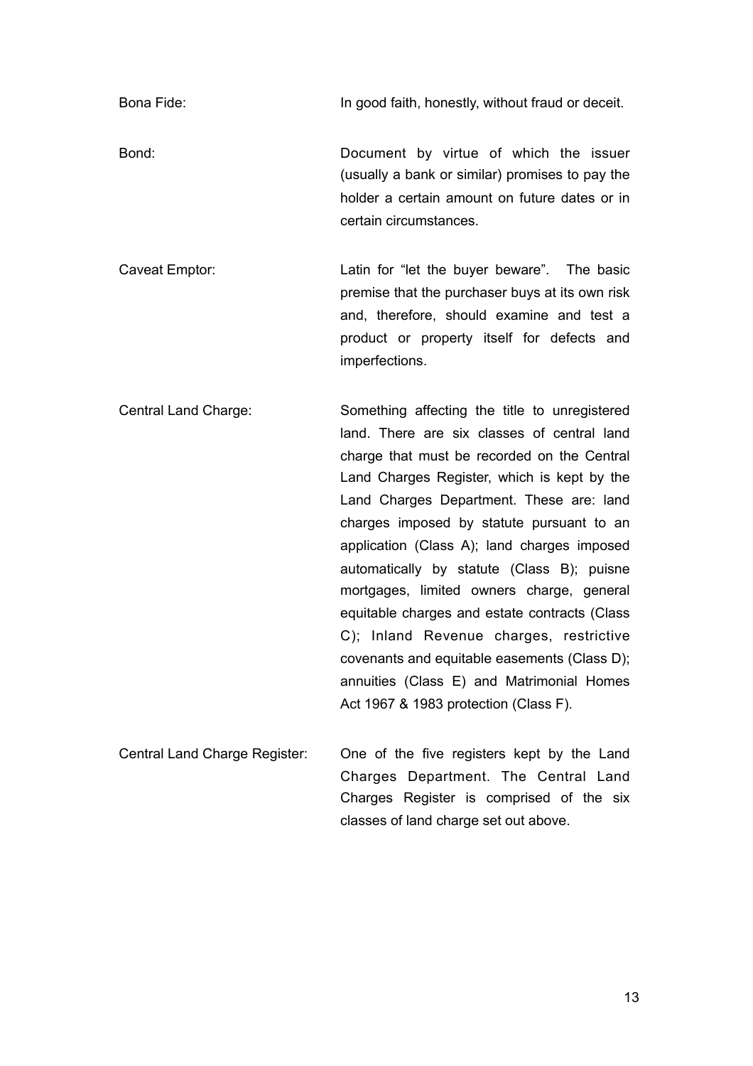Bona Fide: In good faith, honestly, without fraud or deceit.

Bond: Document by virtue of which the issuer (usually a bank or similar) promises to pay the holder a certain amount on future dates or in certain circumstances.

Caveat Emptor: Latin for "let the buyer beware". The basic premise that the purchaser buys at its own risk and, therefore, should examine and test a product or property itself for defects and imperfections.

Central Land Charge: Something affecting the title to unregistered land. There are six classes of central land charge that must be recorded on the Central Land Charges Register, which is kept by the Land Charges Department. These are: land charges imposed by statute pursuant to an application (Class A); land charges imposed automatically by statute (Class B); puisne mortgages, limited owners charge, general equitable charges and estate contracts (Class C); Inland Revenue charges, restrictive covenants and equitable easements (Class D); annuities (Class E) and Matrimonial Homes Act 1967 & 1983 protection (Class F).

Central Land Charge Register: One of the five registers kept by the Land Charges Department. The Central Land Charges Register is comprised of the six classes of land charge set out above.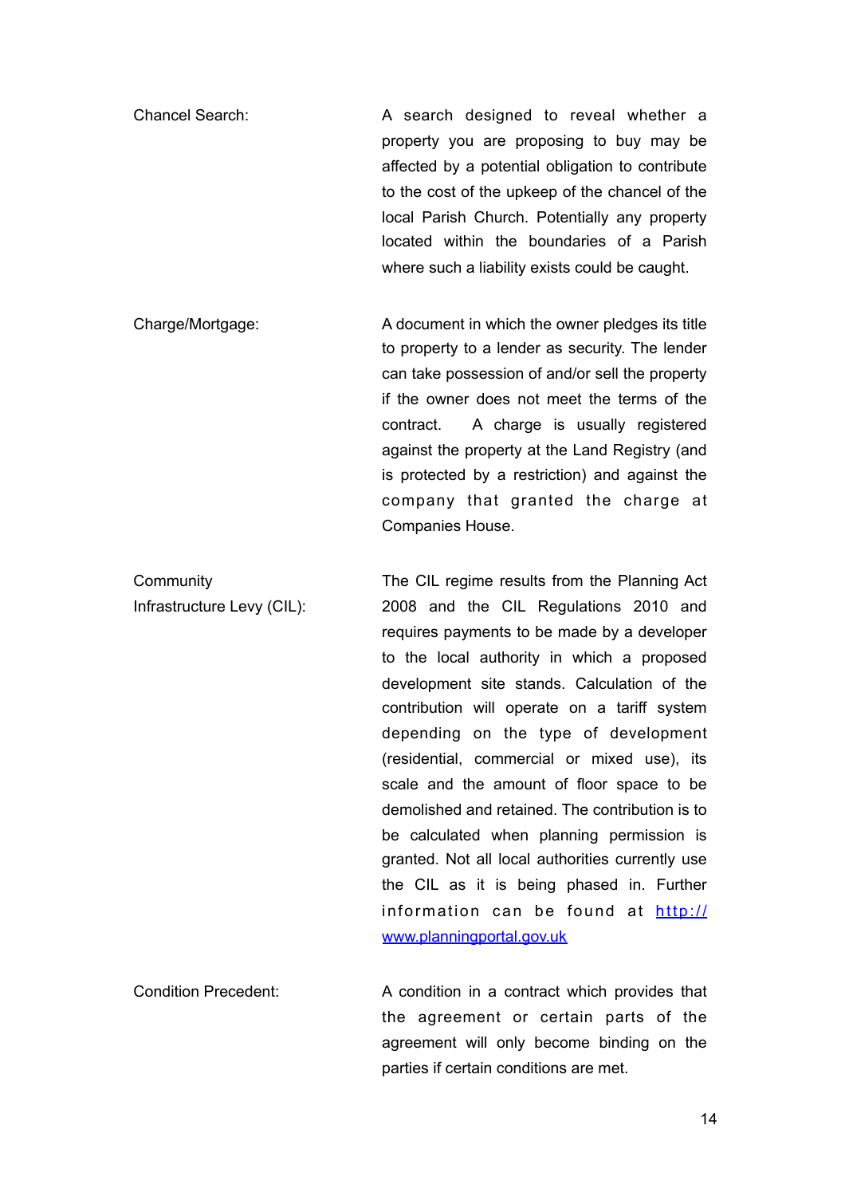**Chancel Search:** A search designed to reveal whether a property you are proposing to buy may be affected by a potential obligation to contribute to the cost of the upkeep of the chancel of the local Parish Church. Potentially any property located within the boundaries of a Parish where such a liability exists could be caught.

**Charge/Mortgage:** A document in which the owner pledges its title to property to a lender as security. The lender can take possession of and/or sell the property if the owner does not meet the terms of the contract. A charge is usually registered against the property at the Land Registry (and is protected by a restriction) and against the company that granted the charge at Companies House.

**Community Infrastructure Levy (CIL):** The CIL regime results from the Planning Act 2008 and the CIL Regulations 2010 and requires payments to be made by a developer to the local authority in which a proposed development site stands. Calculation of the contribution will operate on a tariff system depending on the type of development (residential, commercial or mixed use), its scale and the amount of floor space to be demolished and retained. The contribution is to be calculated when planning permission is granted. Not all local authorities currently use the CIL as it is being phased in. Further information can be found at [http://www.planningportal.gov.uk](http://www.planningportal.gov.uk)

**Condition Precedent:** A condition in a contract which provides that the agreement or certain parts of the agreement will only become binding on the parties if certain conditions are met.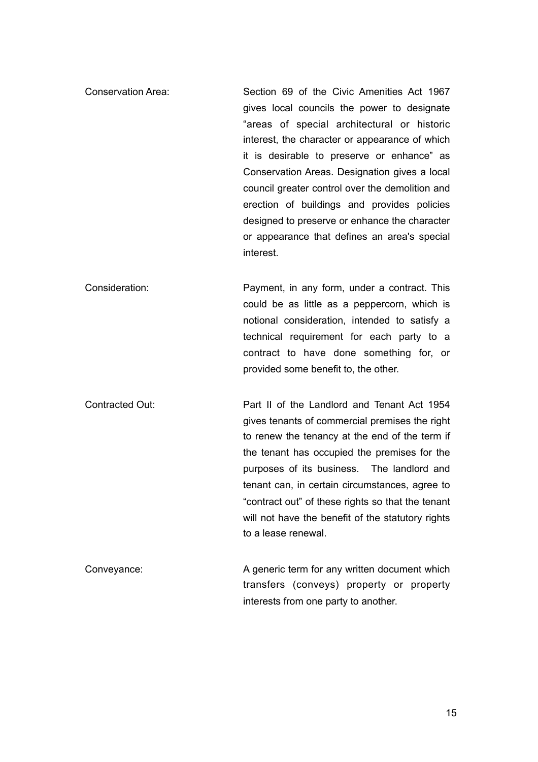**Conservation Area:** Section 69 of the Civic Amenities Act 1967 gives local councils the power to designate "areas of special architectural or historic interest, the character or appearance of which it is desirable to preserve or enhance" as Conservation Areas. Designation gives a local council greater control over the demolition and erection of buildings and provides policies designed to preserve or enhance the character or appearance that defines an area's special interest.

**Consideration:** Payment, in any form, under a contract. This could be as little as a peppercorn, which is notional consideration, intended to satisfy a technical requirement for each party to a contract to have done something for, or provided some benefit to, the other.

**Contracted Out:** Part II of the Landlord and Tenant Act 1954 gives tenants of commercial premises the right to renew the tenancy at the end of the term if the tenant has occupied the premises for the purposes of its business. The landlord and tenant can, in certain circumstances, agree to "contract out" of these rights so that the tenant will not have the benefit of the statutory rights to a lease renewal.

**Conveyance:** A generic term for any written document which transfers (conveys) property or property interests from one party to another.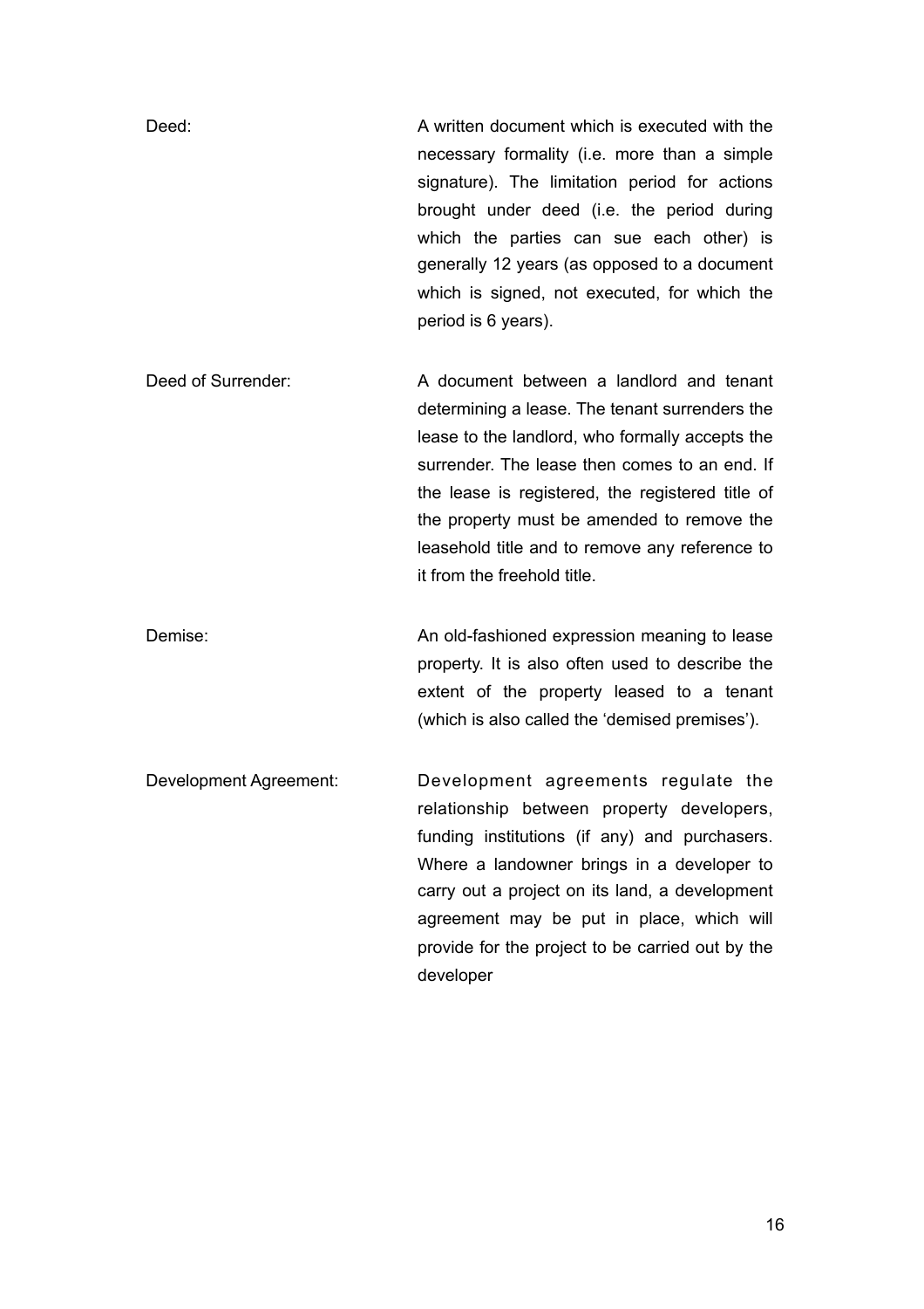**Deed:** A written document which is executed with the necessary formality (i.e. more than a simple signature). The limitation period for actions brought under deed (i.e. the period during which the parties can sue each other) is generally 12 years (as opposed to a document which is signed, not executed, for which the period is 6 years).

**Deed of Surrender:** A document between a landlord and tenant determining a lease. The tenant surrenders the lease to the landlord, who formally accepts the surrender. The lease then comes to an end. If the lease is registered, the registered title of the property must be amended to remove the leasehold title and to remove any reference to it from the freehold title.

**Demise:** An old-fashioned expression meaning to lease property. It is also often used to describe the extent of the property leased to a tenant (which is also called the 'demised premises').

**Development Agreement:** Development agreements regulate the relationship between property developers, funding institutions (if any) and purchasers. Where a landowner brings in a developer to carry out a project on its land, a development agreement may be put in place, which will provide for the project to be carried out by the developer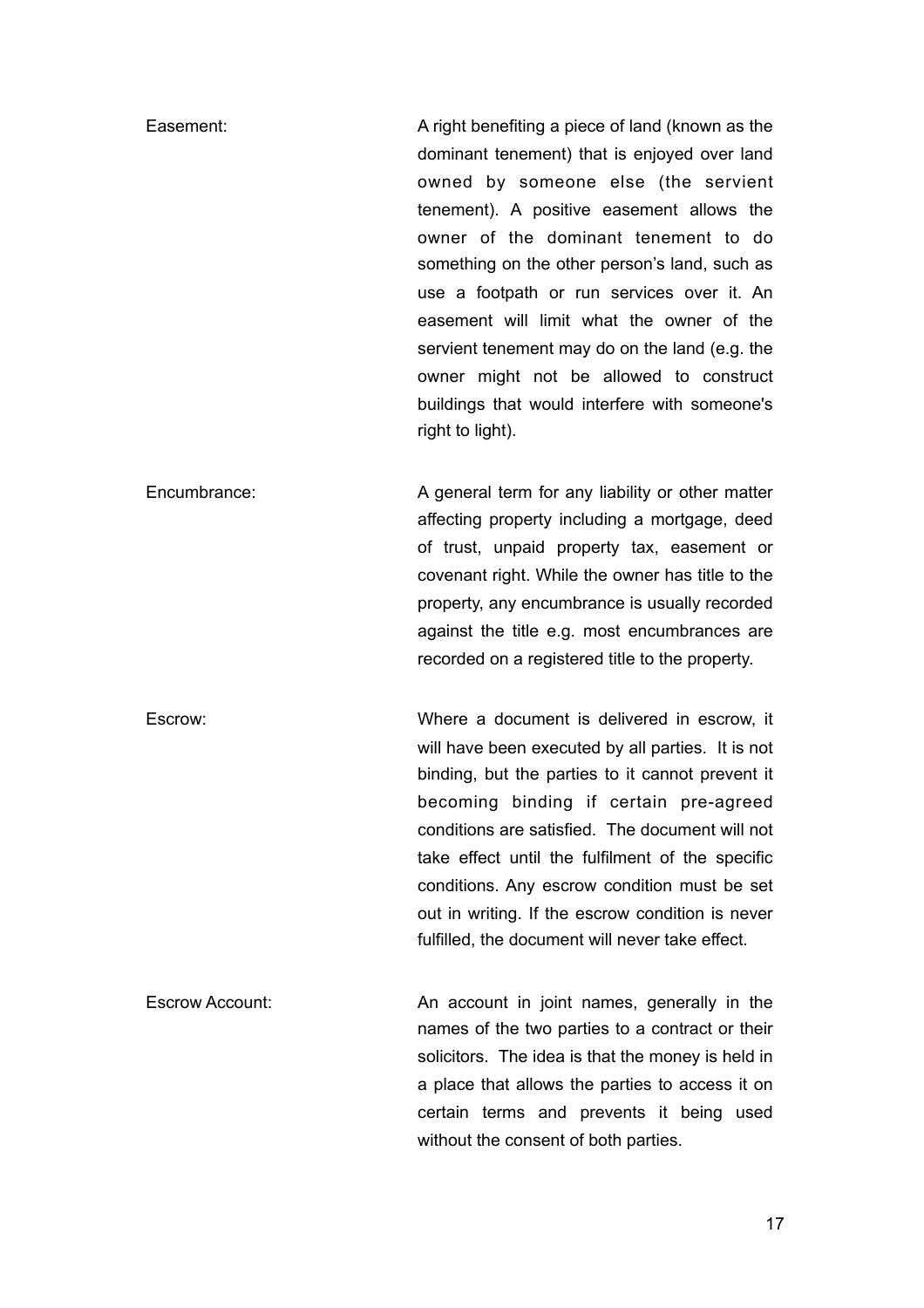**Easement:** A right benefiting a piece of land (known as the dominant tenement) that is enjoyed over land owned by someone else (the servient tenement). A positive easement allows the owner of the dominant tenement to do something on the other person's land, such as use a footpath or run services over it. An easement will limit what the owner of the servient tenement may do on the land (e.g. the owner might not be allowed to construct buildings that would interfere with someone's right to light).

**Encumbrance:** A general term for any liability or other matter affecting property including a mortgage, deed of trust, unpaid property tax, easement or covenant right. While the owner has title to the property, any encumbrance is usually recorded against the title e.g. most encumbrances are recorded on a registered title to the property.

**Escrow:** Where a document is delivered in escrow, it will have been executed by all parties. It is not binding, but the parties to it cannot prevent it becoming binding if certain pre-agreed conditions are satisfied. The document will not take effect until the fulfilment of the specific conditions. Any escrow condition must be set out in writing. If the escrow condition is never fulfilled, the document will never take effect.

**Escrow Account:** An account in joint names, generally in the names of the two parties to a contract or their solicitors. The idea is that the money is held in a place that allows the parties to access it on certain terms and prevents it being used without the consent of both parties.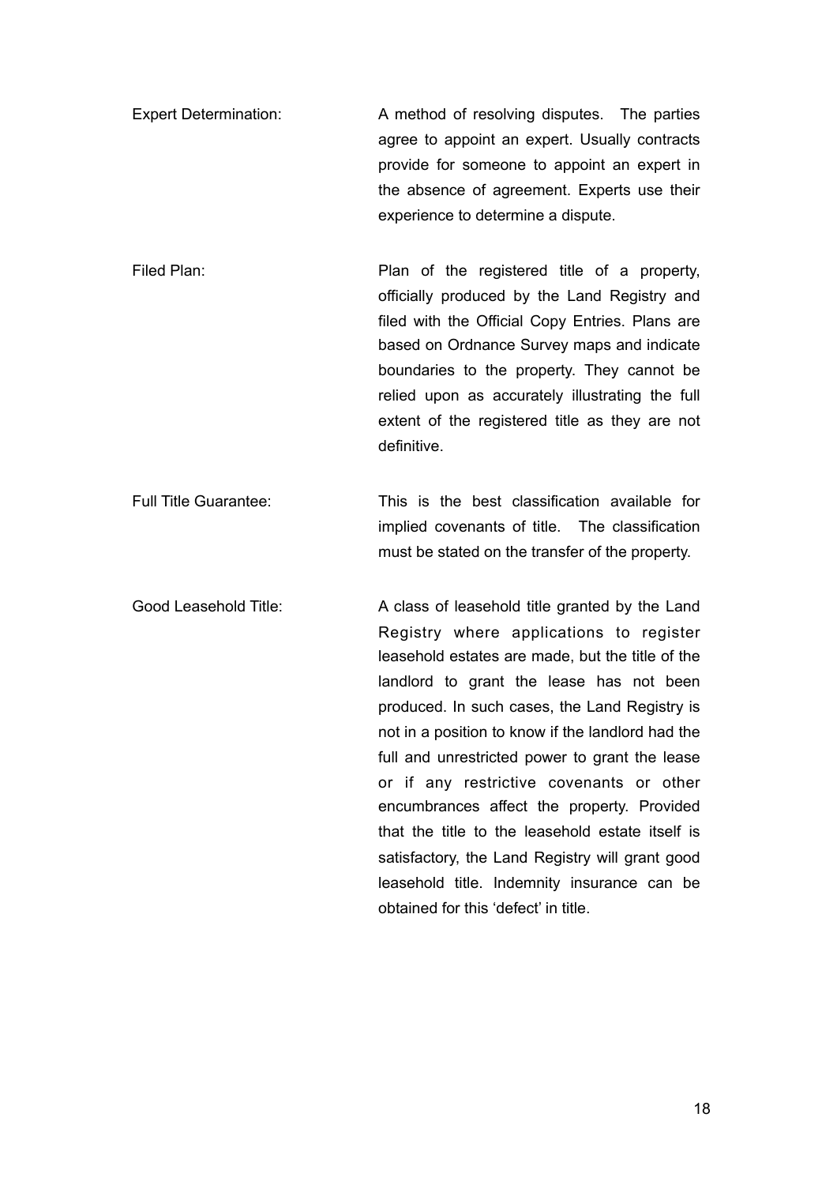**Expert Determination:** A method of resolving disputes. The parties agree to appoint an expert. Usually contracts provide for someone to appoint an expert in the absence of agreement. Experts use their experience to determine a dispute.

**Filed Plan:** Plan of the registered title of a property, officially produced by the Land Registry and filed with the Official Copy Entries. Plans are based on Ordnance Survey maps and indicate boundaries to the property. They cannot be relied upon as accurately illustrating the full extent of the registered title as they are not definitive.

**Full Title Guarantee:** This is the best classification available for implied covenants of title. The classification must be stated on the transfer of the property.

**Good Leasehold Title:** A class of leasehold title granted by the Land Registry where applications to register leasehold estates are made, but the title of the landlord to grant the lease has not been produced. In such cases, the Land Registry is not in a position to know if the landlord had the full and unrestricted power to grant the lease or if any restrictive covenants or other encumbrances affect the property. Provided that the title to the leasehold estate itself is satisfactory, the Land Registry will grant good leasehold title. Indemnity insurance can be obtained for this 'defect' in title.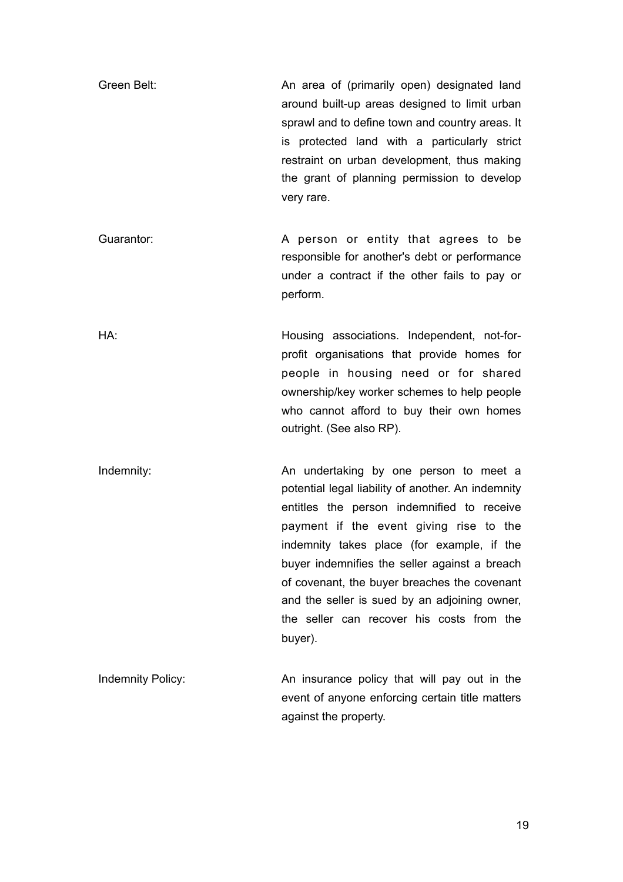| | |
|---|---|
| Green Belt: | An area of (primarily open) designated land around built-up areas designed to limit urban sprawl and to define town and country areas. It is protected land with a particularly strict restraint on urban development, thus making the grant of planning permission to develop very rare. |
| Guarantor: | A person or entity that agrees to be responsible for another's debt or performance under a contract if the other fails to pay or perform. |
| HA: | Housing associations. Independent, not-for-profit organisations that provide homes for people in housing need or for shared ownership/key worker schemes to help people who cannot afford to buy their own homes outright. (See also RP). |
| Indemnity: | An undertaking by one person to meet a potential legal liability of another. An indemnity entitles the person indemnified to receive payment if the event giving rise to the indemnity takes place (for example, if the buyer indemnifies the seller against a breach of covenant, the buyer breaches the covenant and the seller is sued by an adjoining owner, the seller can recover his costs from the buyer). |
| Indemnity Policy: | An insurance policy that will pay out in the event of anyone enforcing certain title matters against the property. |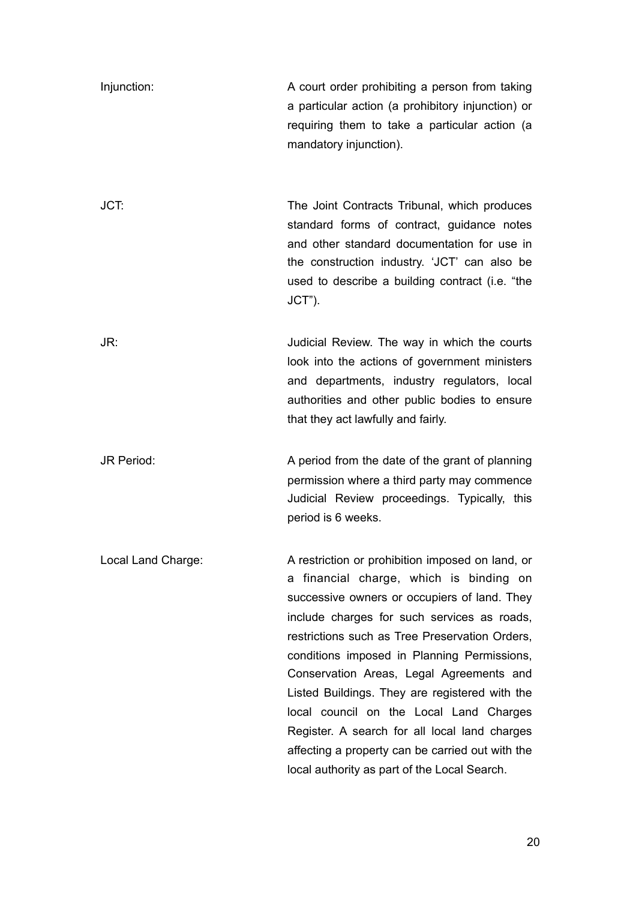**Injunction:** A court order prohibiting a person from taking a particular action (a prohibitory injunction) or requiring them to take a particular action (a mandatory injunction).

**JCT:** The Joint Contracts Tribunal, which produces standard forms of contract, guidance notes and other standard documentation for use in the construction industry. 'JCT' can also be used to describe a building contract (i.e. "the JCT").

**JR:** Judicial Review. The way in which the courts look into the actions of government ministers and departments, industry regulators, local authorities and other public bodies to ensure that they act lawfully and fairly.

**JR Period:** A period from the date of the grant of planning permission where a third party may commence Judicial Review proceedings. Typically, this period is 6 weeks.

**Local Land Charge:** A restriction or prohibition imposed on land, or a financial charge, which is binding on successive owners or occupiers of land. They include charges for such services as roads, restrictions such as Tree Preservation Orders, conditions imposed in Planning Permissions, Conservation Areas, Legal Agreements and Listed Buildings. They are registered with the local council on the Local Land Charges Register. A search for all local land charges affecting a property can be carried out with the local authority as part of the Local Search.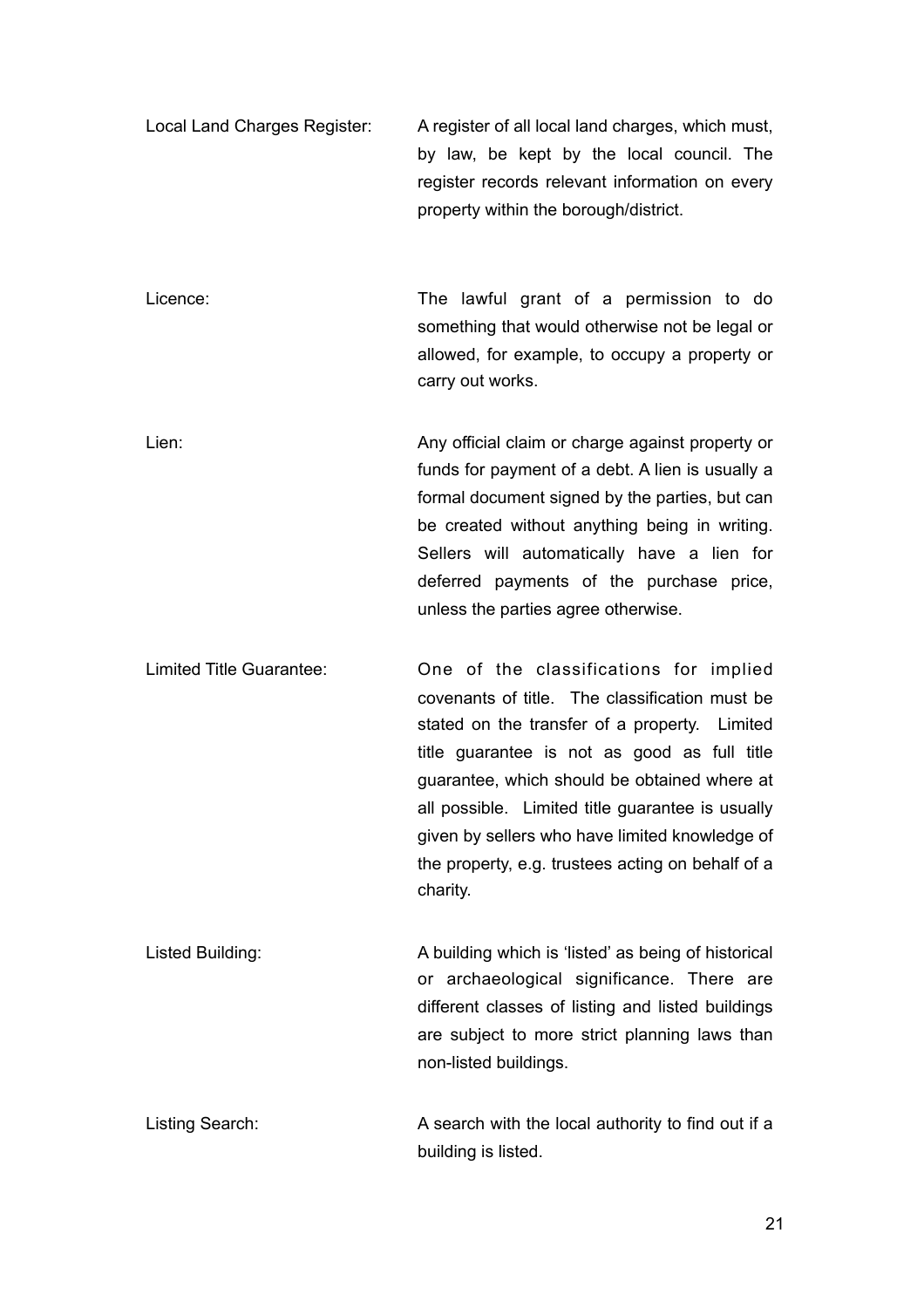**Local Land Charges Register:** A register of all local land charges, which must, by law, be kept by the local council. The register records relevant information on every property within the borough/district.

**Licence:** The lawful grant of a permission to do something that would otherwise not be legal or allowed, for example, to occupy a property or carry out works.

**Lien:** Any official claim or charge against property or funds for payment of a debt. A lien is usually a formal document signed by the parties, but can be created without anything being in writing. Sellers will automatically have a lien for deferred payments of the purchase price, unless the parties agree otherwise.

**Limited Title Guarantee:** One of the classifications for implied covenants of title. The classification must be stated on the transfer of a property. Limited title guarantee is not as good as full title guarantee, which should be obtained where at all possible. Limited title guarantee is usually given by sellers who have limited knowledge of the property, e.g. trustees acting on behalf of a charity.

**Listed Building:** A building which is 'listed' as being of historical or archaeological significance. There are different classes of listing and listed buildings are subject to more strict planning laws than non-listed buildings.

**Listing Search:** A search with the local authority to find out if a building is listed.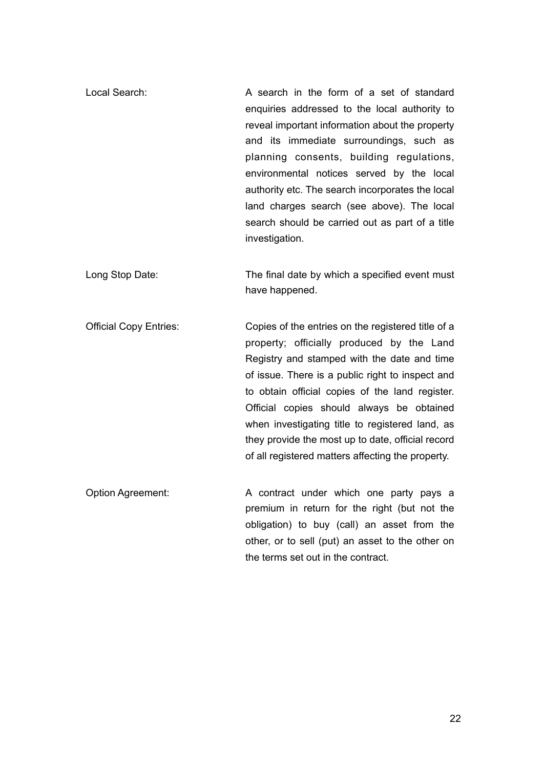**Local Search:** A search in the form of a set of standard enquiries addressed to the local authority to reveal important information about the property and its immediate surroundings, such as planning consents, building regulations, environmental notices served by the local authority etc. The search incorporates the local land charges search (see above). The local search should be carried out as part of a title investigation.

**Long Stop Date:** The final date by which a specified event must have happened.

**Official Copy Entries:** Copies of the entries on the registered title of a property; officially produced by the Land Registry and stamped with the date and time of issue. There is a public right to inspect and to obtain official copies of the land register. Official copies should always be obtained when investigating title to registered land, as they provide the most up to date, official record of all registered matters affecting the property.

**Option Agreement:** A contract under which one party pays a premium in return for the right (but not the obligation) to buy (call) an asset from the other, or to sell (put) an asset to the other on the terms set out in the contract.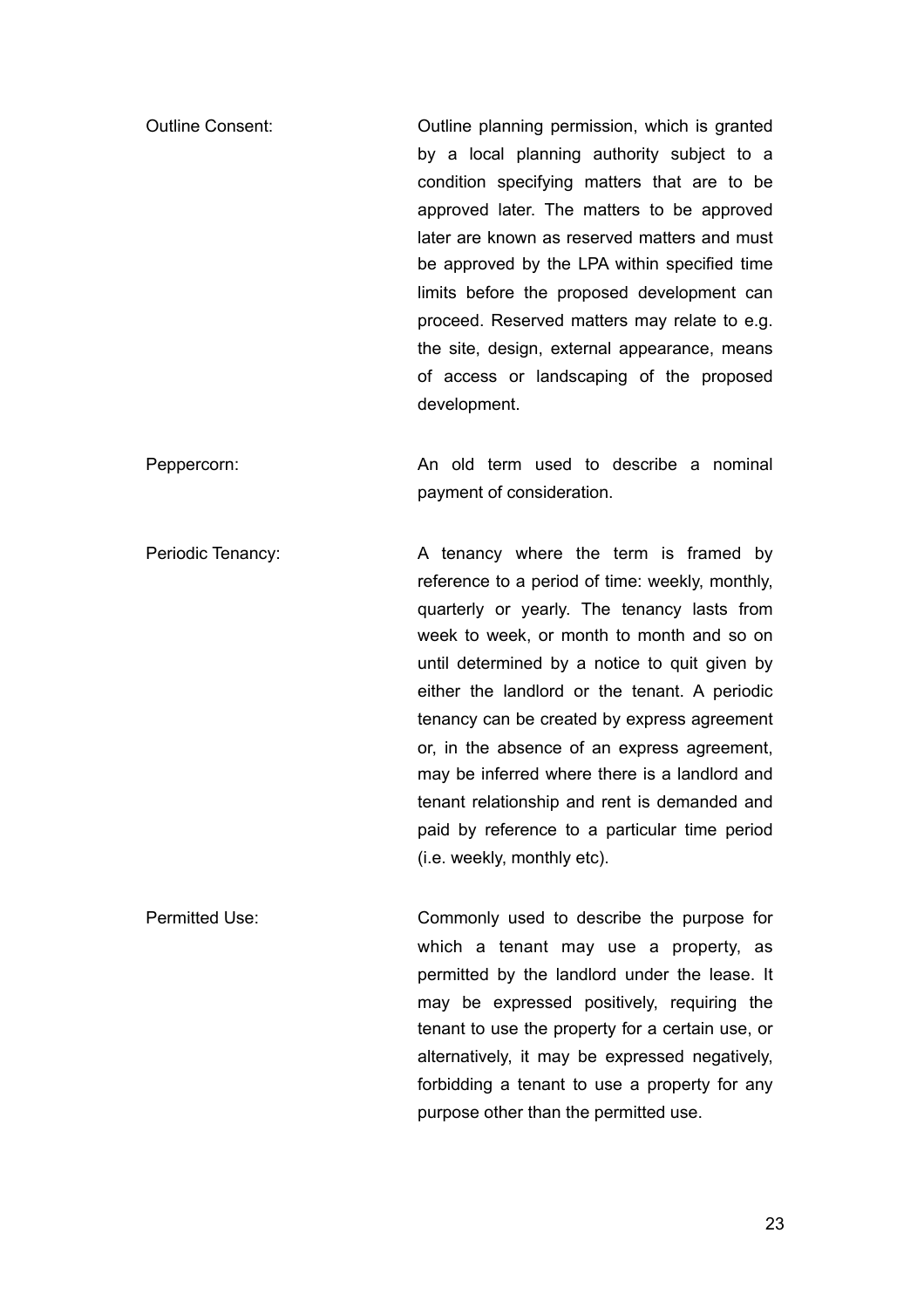**Outline Consent:** Outline planning permission, which is granted by a local planning authority subject to a condition specifying matters that are to be approved later. The matters to be approved later are known as reserved matters and must be approved by the LPA within specified time limits before the proposed development can proceed. Reserved matters may relate to e.g. the site, design, external appearance, means of access or landscaping of the proposed development.

**Peppercorn:** An old term used to describe a nominal payment of consideration.

**Periodic Tenancy:** A tenancy where the term is framed by reference to a period of time: weekly, monthly, quarterly or yearly. The tenancy lasts from week to week, or month to month and so on until determined by a notice to quit given by either the landlord or the tenant. A periodic tenancy can be created by express agreement or, in the absence of an express agreement, may be inferred where there is a landlord and tenant relationship and rent is demanded and paid by reference to a particular time period (i.e. weekly, monthly etc).

**Permitted Use:** Commonly used to describe the purpose for which a tenant may use a property, as permitted by the landlord under the lease. It may be expressed positively, requiring the tenant to use the property for a certain use, or alternatively, it may be expressed negatively, forbidding a tenant to use a property for any purpose other than the permitted use.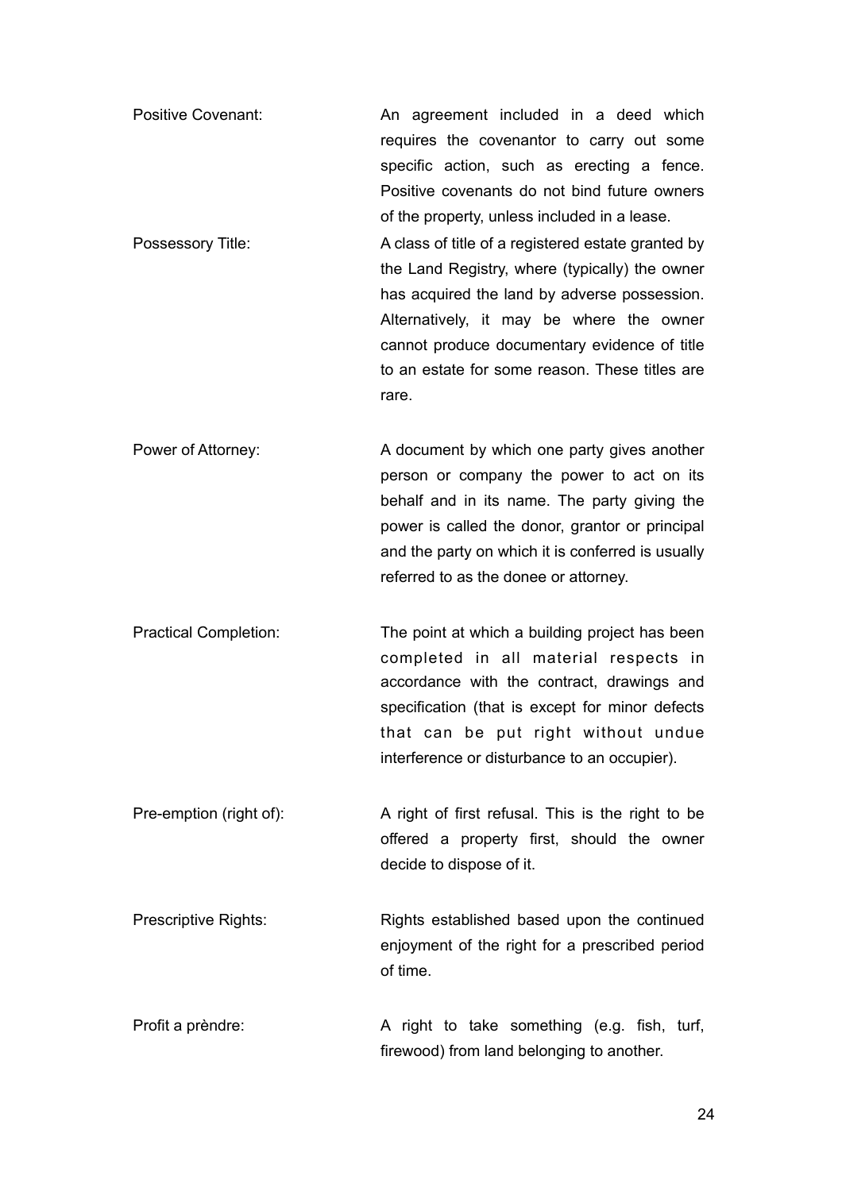Positive Covenant: An agreement included in a deed which requires the covenantor to carry out some specific action, such as erecting a fence. Positive covenants do not bind future owners of the property, unless included in a lease.

Possessory Title: A class of title of a registered estate granted by the Land Registry, where (typically) the owner has acquired the land by adverse possession. Alternatively, it may be where the owner cannot produce documentary evidence of title to an estate for some reason. These titles are rare.

Power of Attorney: A document by which one party gives another person or company the power to act on its behalf and in its name. The party giving the power is called the donor, grantor or principal and the party on which it is conferred is usually referred to as the donee or attorney.

Practical Completion: The point at which a building project has been completed in all material respects in accordance with the contract, drawings and specification (that is except for minor defects that can be put right without undue interference or disturbance to an occupier).

Pre-emption (right of): A right of first refusal. This is the right to be offered a property first, should the owner decide to dispose of it.

Prescriptive Rights: Rights established based upon the continued enjoyment of the right for a prescribed period of time.

Profit a prèndre: A right to take something (e.g. fish, turf, firewood) from land belonging to another.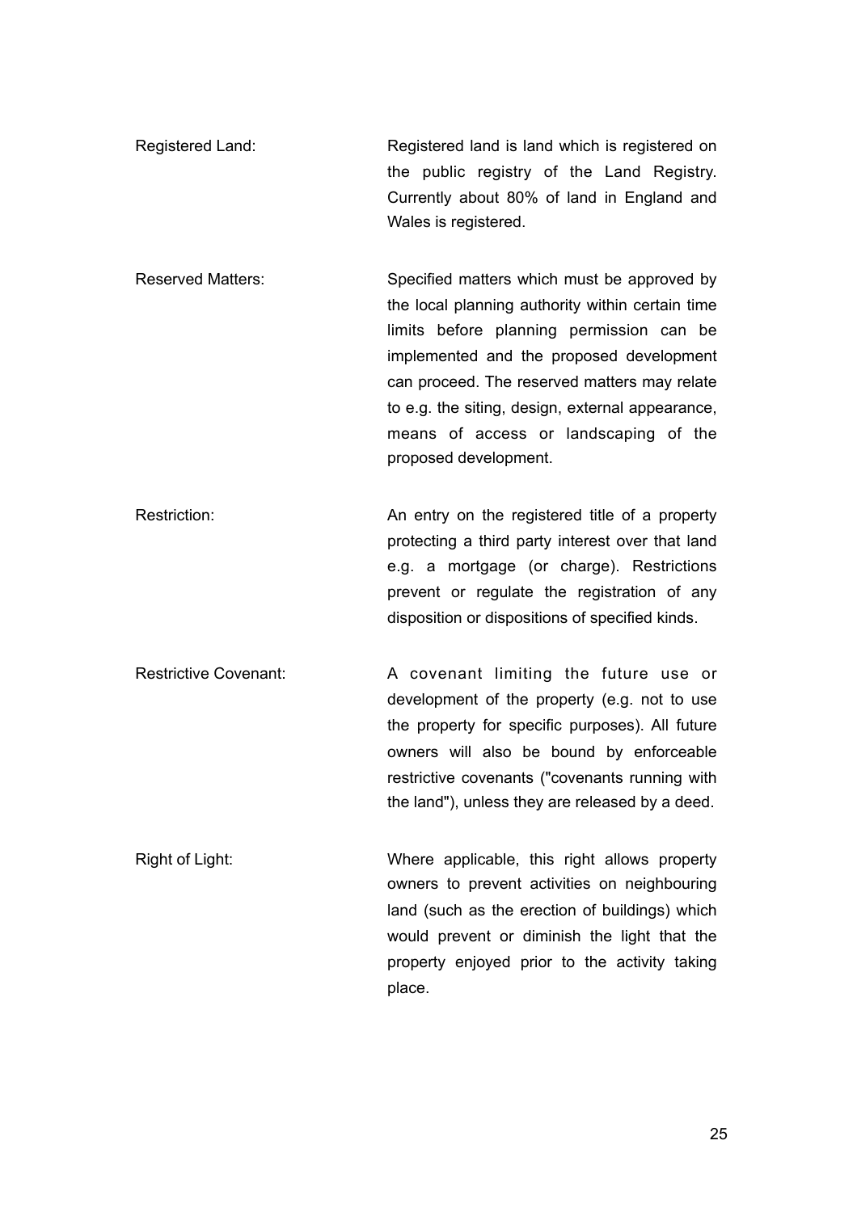| | |
|---|---|
| Registered Land: | Registered land is land which is registered on the public registry of the Land Registry. Currently about 80% of land in England and Wales is registered. |
| Reserved Matters: | Specified matters which must be approved by the local planning authority within certain time limits before planning permission can be implemented and the proposed development can proceed. The reserved matters may relate to e.g. the siting, design, external appearance, means of access or landscaping of the proposed development. |
| Restriction: | An entry on the registered title of a property protecting a third party interest over that land e.g. a mortgage (or charge). Restrictions prevent or regulate the registration of any disposition or dispositions of specified kinds. |
| Restrictive Covenant: | A covenant limiting the future use or development of the property (e.g. not to use the property for specific purposes). All future owners will also be bound by enforceable restrictive covenants ("covenants running with the land"), unless they are released by a deed. |
| Right of Light: | Where applicable, this right allows property owners to prevent activities on neighbouring land (such as the erection of buildings) which would prevent or diminish the light that the property enjoyed prior to the activity taking place. |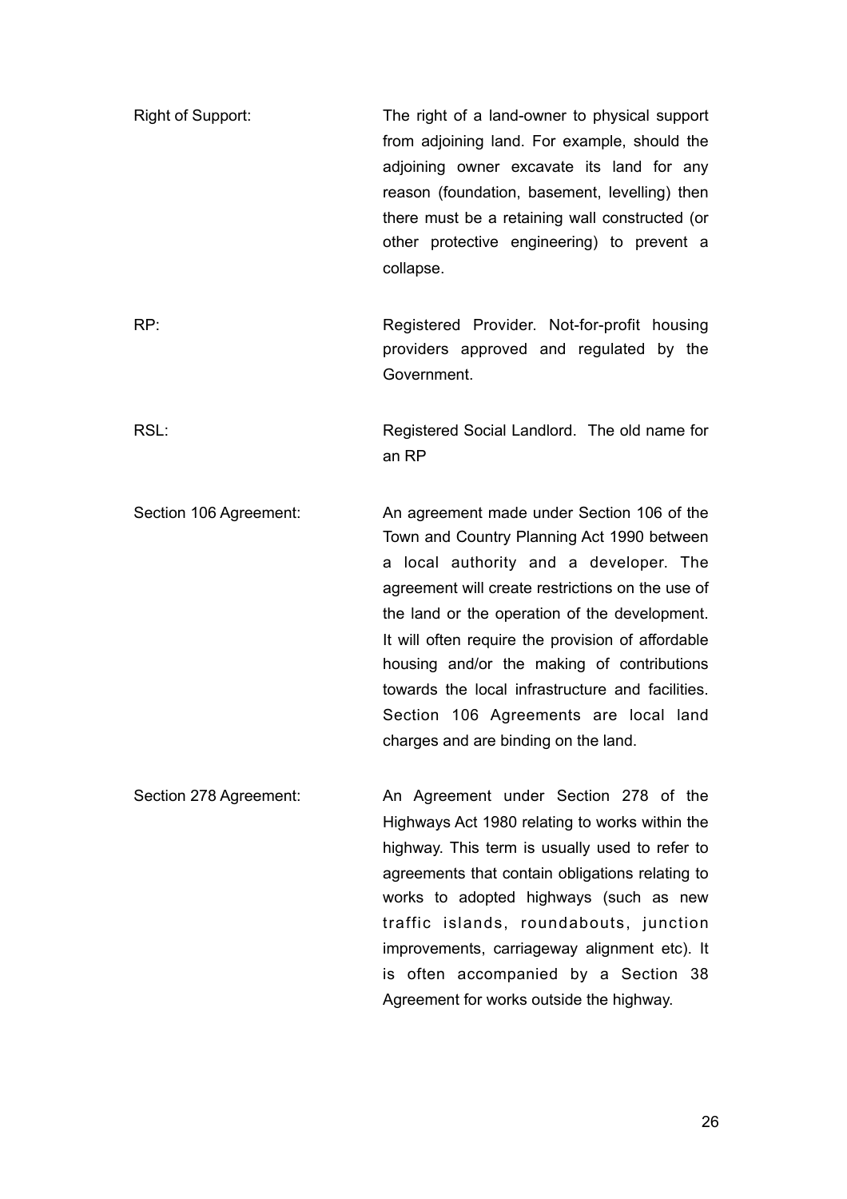| | |
|---|---|
| Right of Support: | The right of a land-owner to physical support from adjoining land. For example, should the adjoining owner excavate its land for any reason (foundation, basement, levelling) then there must be a retaining wall constructed (or other protective engineering) to prevent a collapse. |
| RP: | Registered Provider. Not-for-profit housing providers approved and regulated by the Government. |
| RSL: | Registered Social Landlord. The old name for an RP |
| Section 106 Agreement: | An agreement made under Section 106 of the Town and Country Planning Act 1990 between a local authority and a developer. The agreement will create restrictions on the use of the land or the operation of the development. It will often require the provision of affordable housing and/or the making of contributions towards the local infrastructure and facilities. Section 106 Agreements are local land charges and are binding on the land. |
| Section 278 Agreement: | An Agreement under Section 278 of the Highways Act 1980 relating to works within the highway. This term is usually used to refer to agreements that contain obligations relating to works to adopted highways (such as new traffic islands, roundabouts, junction improvements, carriageway alignment etc). It is often accompanied by a Section 38 Agreement for works outside the highway. |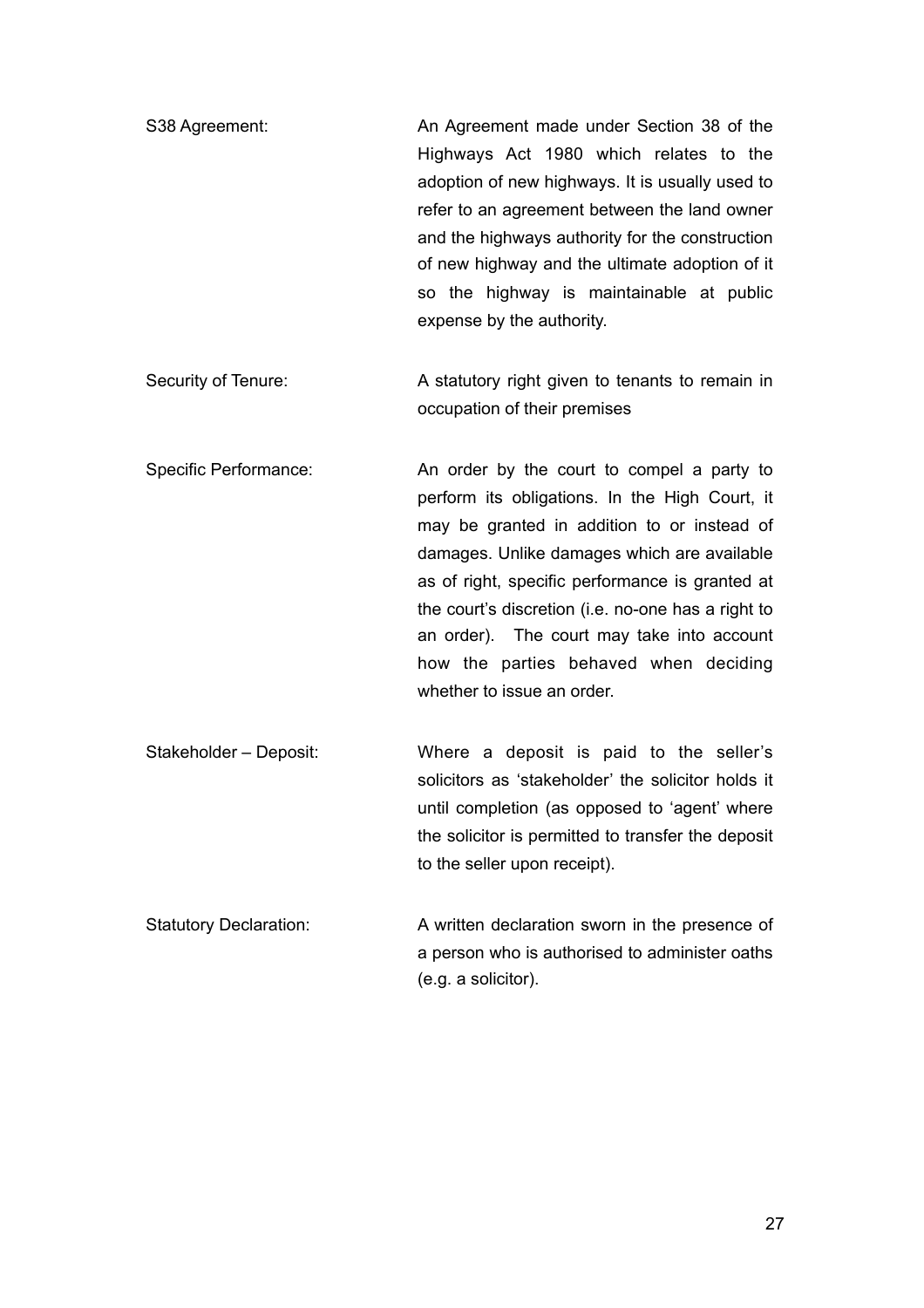| | |
|---|---|
| S38 Agreement: | An Agreement made under Section 38 of the Highways Act 1980 which relates to the adoption of new highways. It is usually used to refer to an agreement between the land owner and the highways authority for the construction of new highway and the ultimate adoption of it so the highway is maintainable at public expense by the authority. |
| Security of Tenure: | A statutory right given to tenants to remain in occupation of their premises |
| Specific Performance: | An order by the court to compel a party to perform its obligations. In the High Court, it may be granted in addition to or instead of damages. Unlike damages which are available as of right, specific performance is granted at the court's discretion (i.e. no-one has a right to an order). The court may take into account how the parties behaved when deciding whether to issue an order. |
| Stakeholder – Deposit: | Where a deposit is paid to the seller's solicitors as 'stakeholder' the solicitor holds it until completion (as opposed to 'agent' where the solicitor is permitted to transfer the deposit to the seller upon receipt). |
| Statutory Declaration: | A written declaration sworn in the presence of a person who is authorised to administer oaths (e.g. a solicitor). |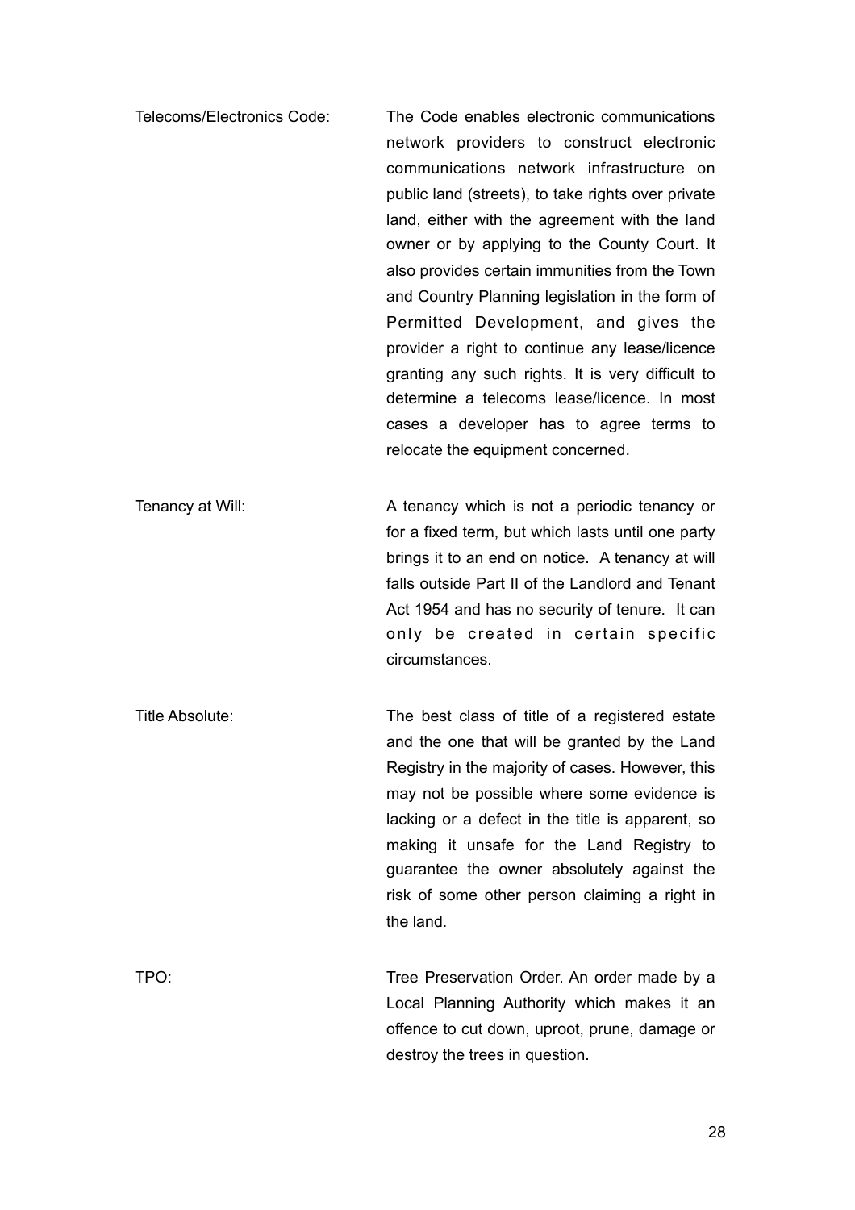**Telecoms/Electronics Code:** The Code enables electronic communications network providers to construct electronic communications network infrastructure on public land (streets), to take rights over private land, either with the agreement with the land owner or by applying to the County Court. It also provides certain immunities from the Town and Country Planning legislation in the form of Permitted Development, and gives the provider a right to continue any lease/licence granting any such rights. It is very difficult to determine a telecoms lease/licence. In most cases a developer has to agree terms to relocate the equipment concerned.

**Tenancy at Will:** A tenancy which is not a periodic tenancy or for a fixed term, but which lasts until one party brings it to an end on notice. A tenancy at will falls outside Part II of the Landlord and Tenant Act 1954 and has no security of tenure. It can only be created in certain specific circumstances.

**Title Absolute:** The best class of title of a registered estate and the one that will be granted by the Land Registry in the majority of cases. However, this may not be possible where some evidence is lacking or a defect in the title is apparent, so making it unsafe for the Land Registry to guarantee the owner absolutely against the risk of some other person claiming a right in the land.

**TPO:** Tree Preservation Order. An order made by a Local Planning Authority which makes it an offence to cut down, uproot, prune, damage or destroy the trees in question.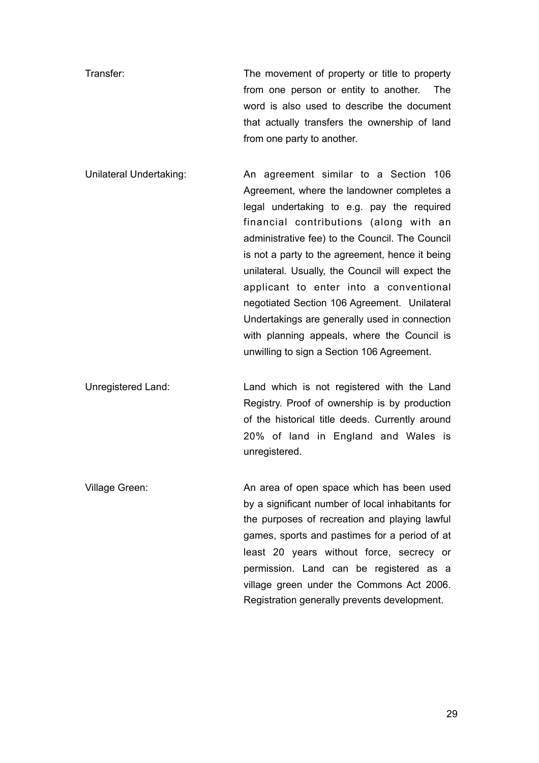Transfer: The movement of property or title to property from one person or entity to another. The word is also used to describe the document that actually transfers the ownership of land from one party to another.

Unilateral Undertaking: An agreement similar to a Section 106 Agreement, where the landowner completes a legal undertaking to e.g. pay the required financial contributions (along with an administrative fee) to the Council. The Council is not a party to the agreement, hence it being unilateral. Usually, the Council will expect the applicant to enter into a conventional negotiated Section 106 Agreement. Unilateral Undertakings are generally used in connection with planning appeals, where the Council is unwilling to sign a Section 106 Agreement.

Unregistered Land: Land which is not registered with the Land Registry. Proof of ownership is by production of the historical title deeds. Currently around 20% of land in England and Wales is unregistered.

Village Green: An area of open space which has been used by a significant number of local inhabitants for the purposes of recreation and playing lawful games, sports and pastimes for a period of at least 20 years without force, secrecy or permission. Land can be registered as a village green under the Commons Act 2006. Registration generally prevents development.